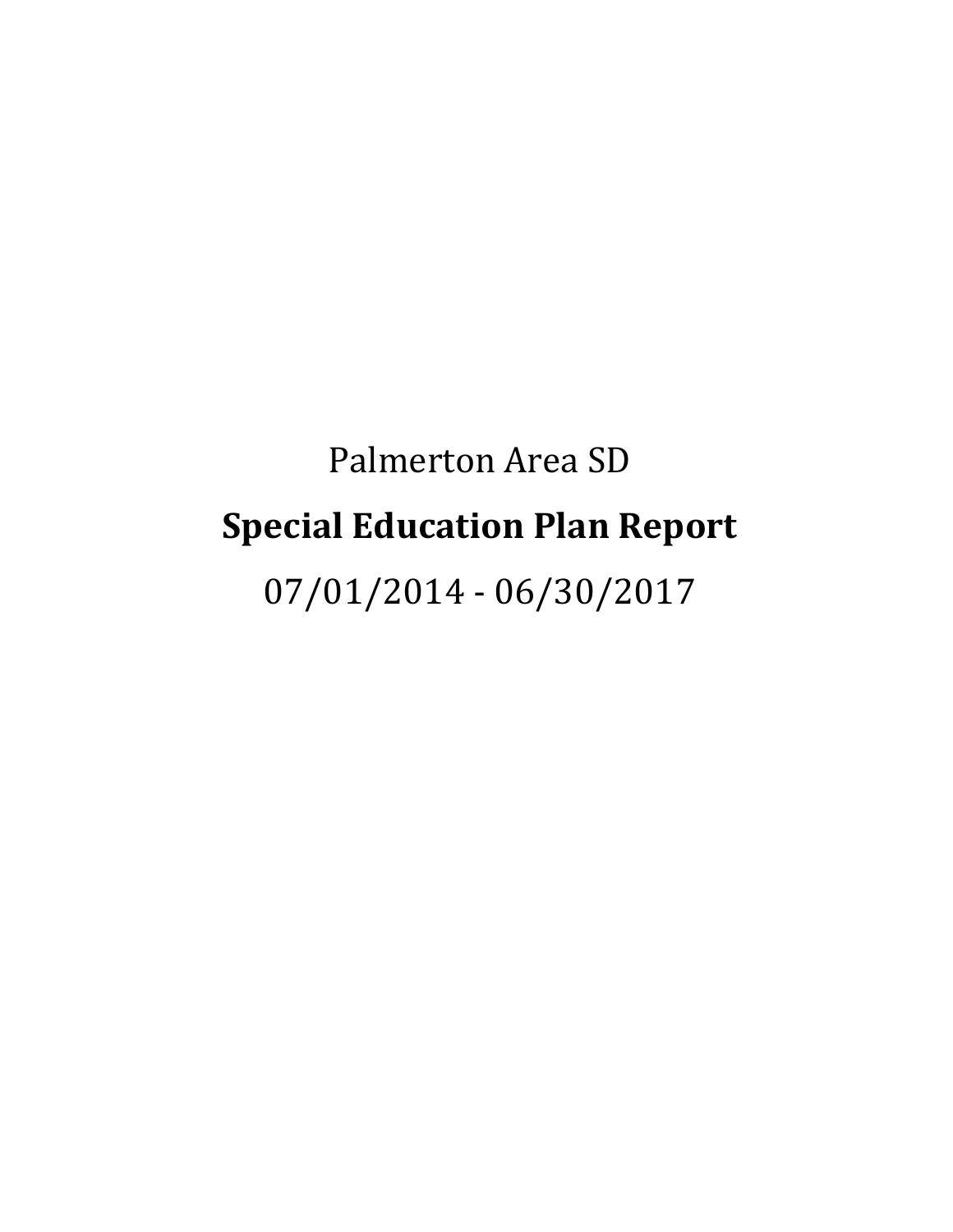Palmerton Area SD

# Special Education Plan Report

07/01/2014 - 06/30/2017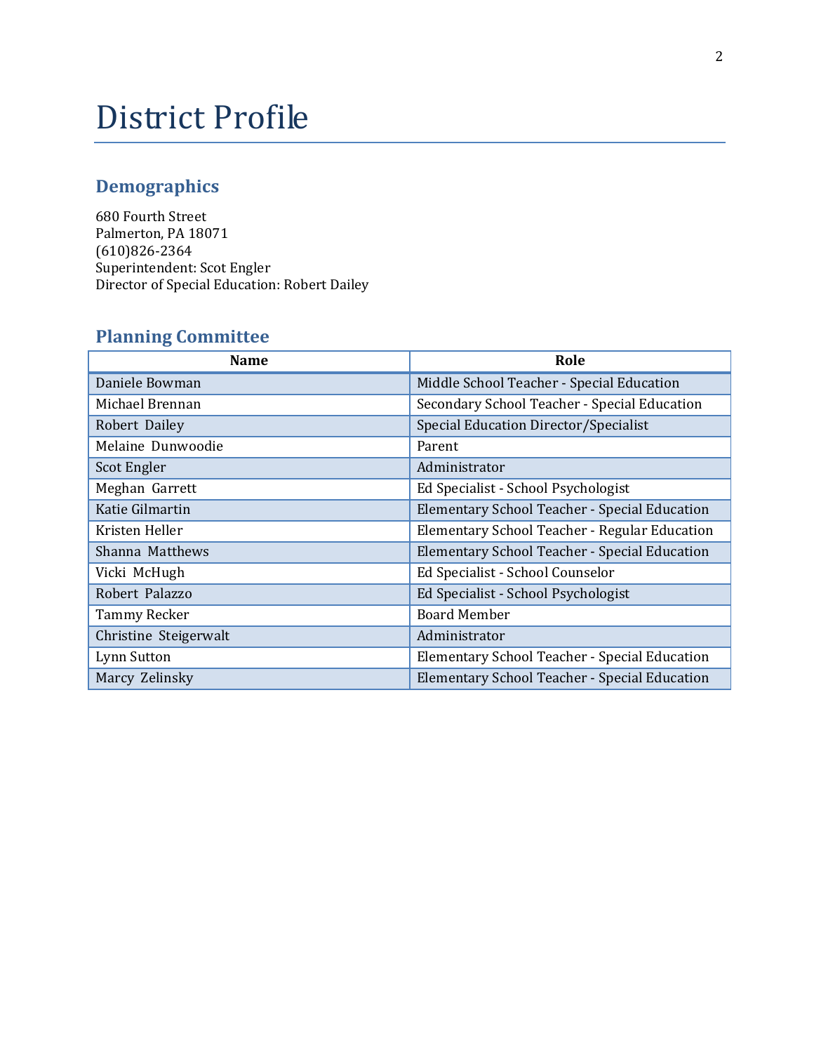# District Profile

## Demographics

680 Fourth Street
Palmerton, PA 18071
(610)826-2364
Superintendent: Scot Engler
Director of Special Education: Robert Dailey

## Planning Committee

| Name | Role |
| --- | --- |
| Daniele Bowman | Middle School Teacher - Special Education |
| Michael Brennan | Secondary School Teacher - Special Education |
| Robert Dailey | Special Education Director/Specialist |
| Melaine Dunwoodie | Parent |
| Scot Engler | Administrator |
| Meghan Garrett | Ed Specialist - School Psychologist |
| Katie Gilmartin | Elementary School Teacher - Special Education |
| Kristen Heller | Elementary School Teacher - Regular Education |
| Shanna Matthews | Elementary School Teacher - Special Education |
| Vicki McHugh | Ed Specialist - School Counselor |
| Robert Palazzo | Ed Specialist - School Psychologist |
| Tammy Recker | Board Member |
| Christine Steigerwalt | Administrator |
| Lynn Sutton | Elementary School Teacher - Special Education |
| Marcy Zelinsky | Elementary School Teacher - Special Education |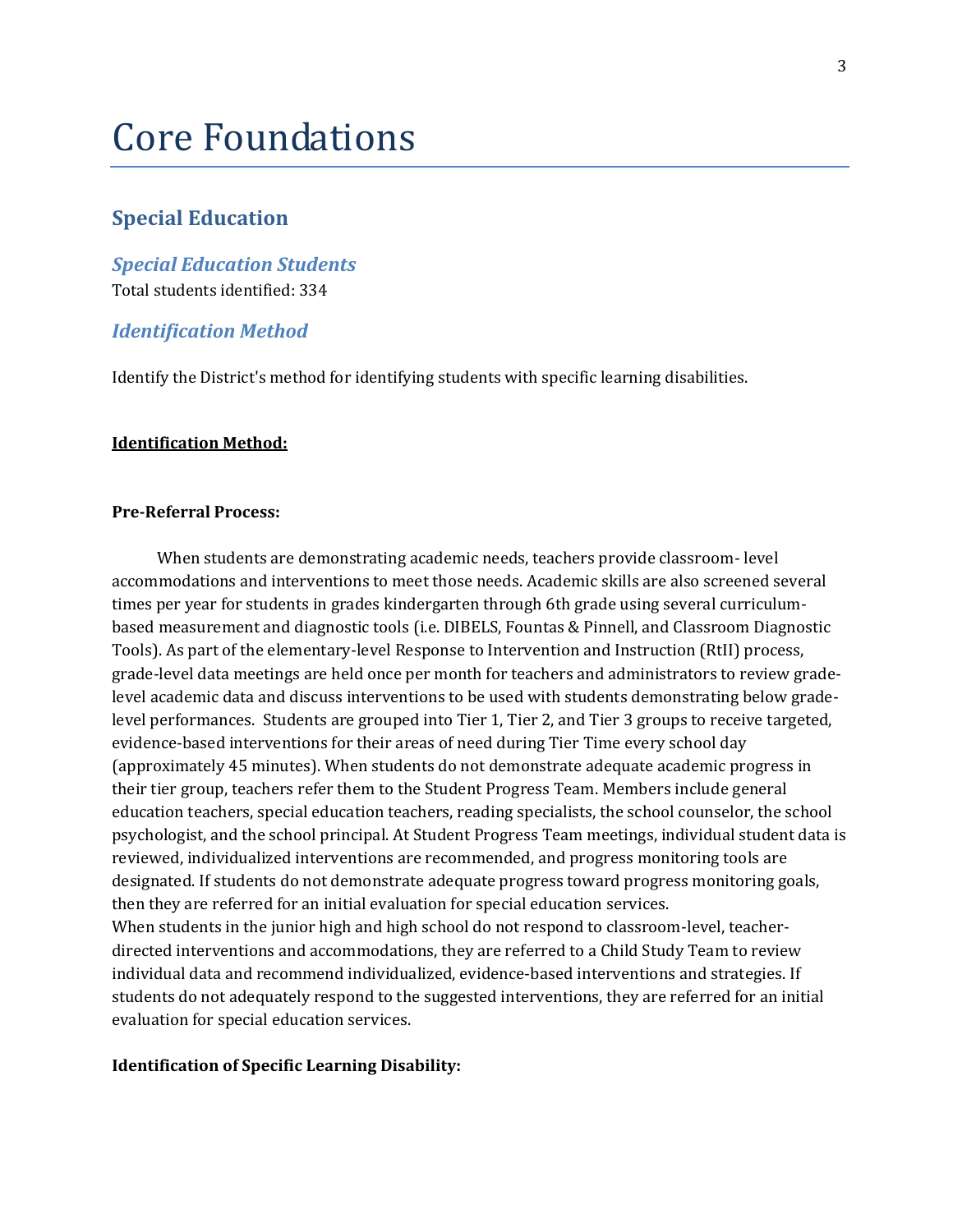# Core Foundations

## Special Education

### *Special Education Students*

Total students identified: 334

### *Identification Method*

Identify the District's method for identifying students with specific learning disabilities.

**Identification Method:**

**Pre-Referral Process:**

When students are demonstrating academic needs, teachers provide classroom- level accommodations and interventions to meet those needs. Academic skills are also screened several times per year for students in grades kindergarten through 6th grade using several curriculum-based measurement and diagnostic tools (i.e. DIBELS, Fountas & Pinnell, and Classroom Diagnostic Tools). As part of the elementary-level Response to Intervention and Instruction (RtII) process, grade-level data meetings are held once per month for teachers and administrators to review grade-level academic data and discuss interventions to be used with students demonstrating below grade-level performances. Students are grouped into Tier 1, Tier 2, and Tier 3 groups to receive targeted, evidence-based interventions for their areas of need during Tier Time every school day (approximately 45 minutes). When students do not demonstrate adequate academic progress in their tier group, teachers refer them to the Student Progress Team. Members include general education teachers, special education teachers, reading specialists, the school counselor, the school psychologist, and the school principal. At Student Progress Team meetings, individual student data is reviewed, individualized interventions are recommended, and progress monitoring tools are designated. If students do not demonstrate adequate progress toward progress monitoring goals, then they are referred for an initial evaluation for special education services.
When students in the junior high and high school do not respond to classroom-level, teacher-directed interventions and accommodations, they are referred to a Child Study Team to review individual data and recommend individualized, evidence-based interventions and strategies. If students do not adequately respond to the suggested interventions, they are referred for an initial evaluation for special education services.

**Identification of Specific Learning Disability:**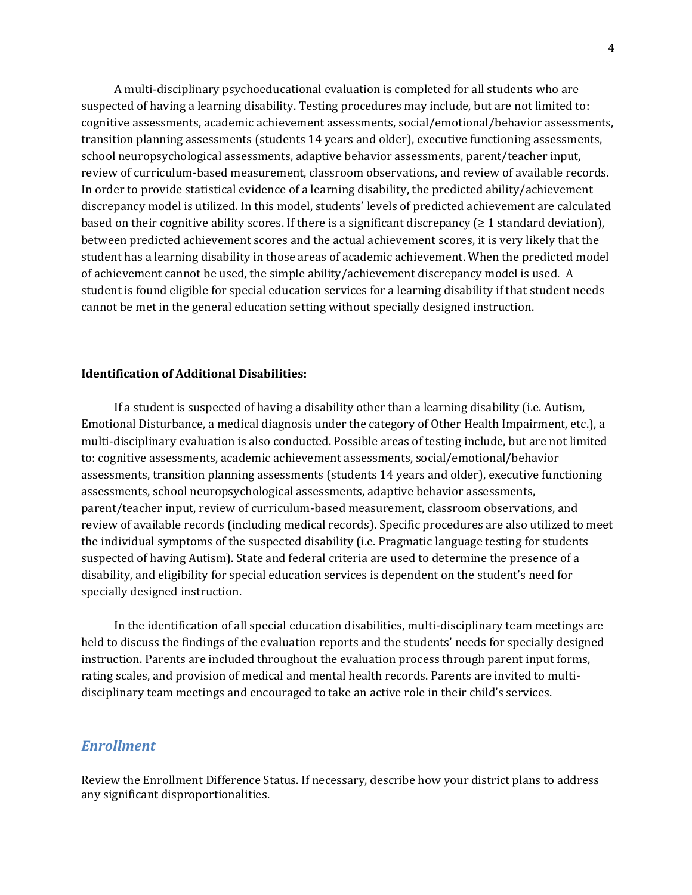A multi-disciplinary psychoeducational evaluation is completed for all students who are suspected of having a learning disability. Testing procedures may include, but are not limited to: cognitive assessments, academic achievement assessments, social/emotional/behavior assessments, transition planning assessments (students 14 years and older), executive functioning assessments, school neuropsychological assessments, adaptive behavior assessments, parent/teacher input, review of curriculum-based measurement, classroom observations, and review of available records. In order to provide statistical evidence of a learning disability, the predicted ability/achievement discrepancy model is utilized. In this model, students' levels of predicted achievement are calculated based on their cognitive ability scores. If there is a significant discrepancy (≥ 1 standard deviation), between predicted achievement scores and the actual achievement scores, it is very likely that the student has a learning disability in those areas of academic achievement. When the predicted model of achievement cannot be used, the simple ability/achievement discrepancy model is used. A student is found eligible for special education services for a learning disability if that student needs cannot be met in the general education setting without specially designed instruction.

**Identification of Additional Disabilities:**

If a student is suspected of having a disability other than a learning disability (i.e. Autism, Emotional Disturbance, a medical diagnosis under the category of Other Health Impairment, etc.), a multi-disciplinary evaluation is also conducted. Possible areas of testing include, but are not limited to: cognitive assessments, academic achievement assessments, social/emotional/behavior assessments, transition planning assessments (students 14 years and older), executive functioning assessments, school neuropsychological assessments, adaptive behavior assessments, parent/teacher input, review of curriculum-based measurement, classroom observations, and review of available records (including medical records). Specific procedures are also utilized to meet the individual symptoms of the suspected disability (i.e. Pragmatic language testing for students suspected of having Autism). State and federal criteria are used to determine the presence of a disability, and eligibility for special education services is dependent on the student's need for specially designed instruction.

In the identification of all special education disabilities, multi-disciplinary team meetings are held to discuss the findings of the evaluation reports and the students' needs for specially designed instruction. Parents are included throughout the evaluation process through parent input forms, rating scales, and provision of medical and mental health records. Parents are invited to multi-disciplinary team meetings and encouraged to take an active role in their child's services.

## *Enrollment*

Review the Enrollment Difference Status. If necessary, describe how your district plans to address any significant disproportionalities.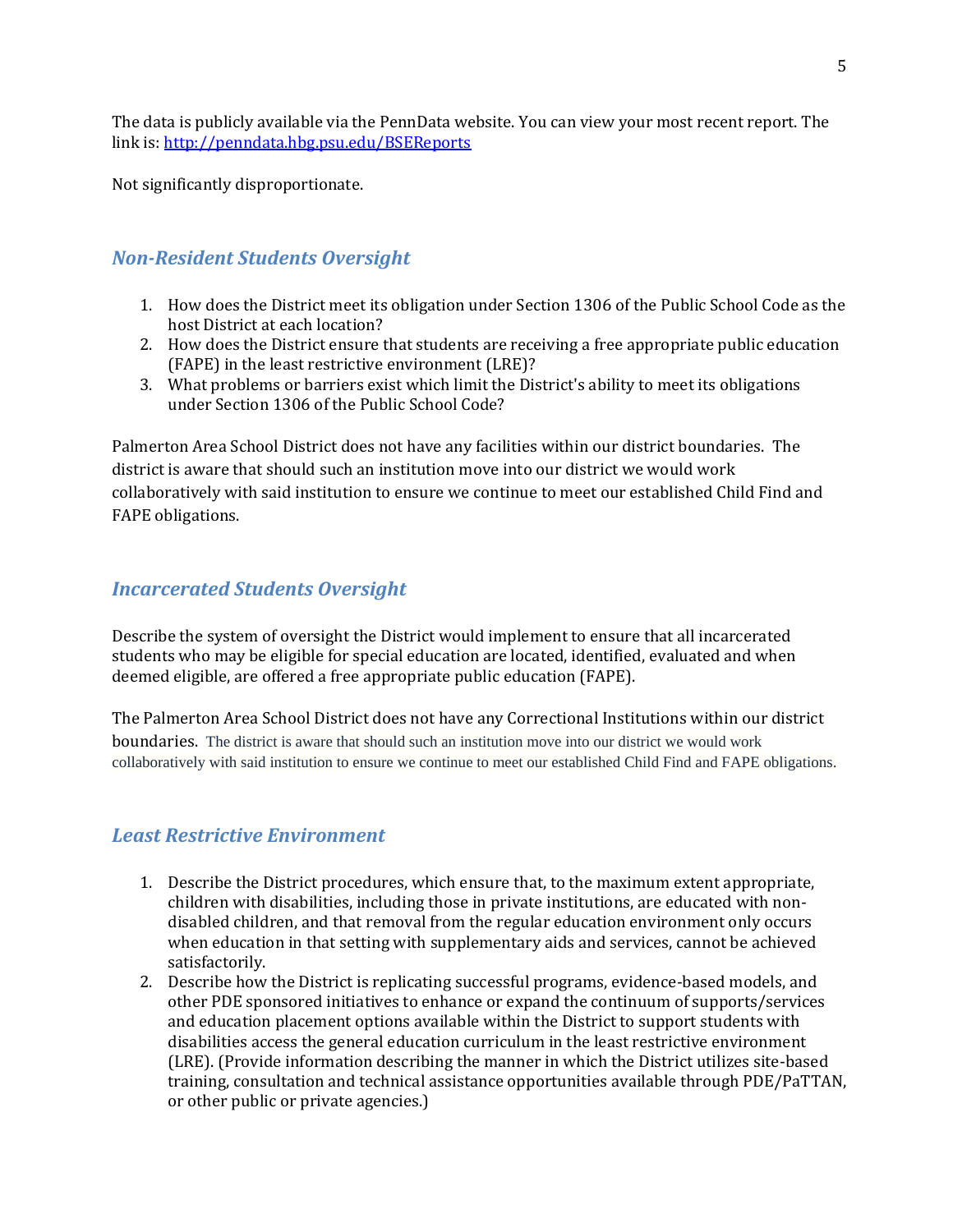The data is publicly available via the PennData website. You can view your most recent report. The link is: [http://penndata.hbg.psu.edu/BSEReports](http://penndata.hbg.psu.edu/BSEReports)

Not significantly disproportionate.

## *Non-Resident Students Oversight*

1. How does the District meet its obligation under Section 1306 of the Public School Code as the host District at each location?
2. How does the District ensure that students are receiving a free appropriate public education (FAPE) in the least restrictive environment (LRE)?
3. What problems or barriers exist which limit the District's ability to meet its obligations under Section 1306 of the Public School Code?

Palmerton Area School District does not have any facilities within our district boundaries. The district is aware that should such an institution move into our district we would work collaboratively with said institution to ensure we continue to meet our established Child Find and FAPE obligations.

## *Incarcerated Students Oversight*

Describe the system of oversight the District would implement to ensure that all incarcerated students who may be eligible for special education are located, identified, evaluated and when deemed eligible, are offered a free appropriate public education (FAPE).

The Palmerton Area School District does not have any Correctional Institutions within our district boundaries. The district is aware that should such an institution move into our district we would work collaboratively with said institution to ensure we continue to meet our established Child Find and FAPE obligations.

## *Least Restrictive Environment*

1. Describe the District procedures, which ensure that, to the maximum extent appropriate, children with disabilities, including those in private institutions, are educated with non-disabled children, and that removal from the regular education environment only occurs when education in that setting with supplementary aids and services, cannot be achieved satisfactorily.
2. Describe how the District is replicating successful programs, evidence-based models, and other PDE sponsored initiatives to enhance or expand the continuum of supports/services and education placement options available within the District to support students with disabilities access the general education curriculum in the least restrictive environment (LRE). (Provide information describing the manner in which the District utilizes site-based training, consultation and technical assistance opportunities available through PDE/PaTTAN, or other public or private agencies.)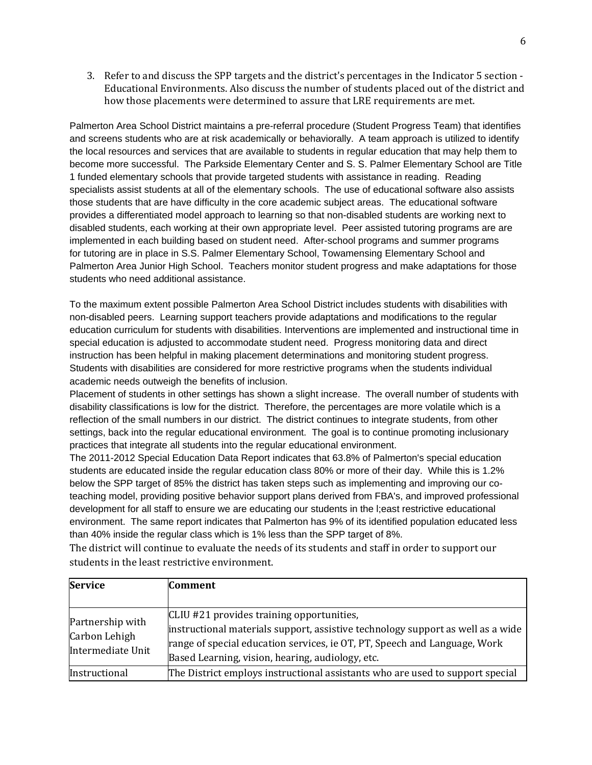3. Refer to and discuss the SPP targets and the district's percentages in the Indicator 5 section - Educational Environments. Also discuss the number of students placed out of the district and how those placements were determined to assure that LRE requirements are met.

Palmerton Area School District maintains a pre-referral procedure (Student Progress Team) that identifies and screens students who are at risk academically or behaviorally. A team approach is utilized to identify the local resources and services that are available to students in regular education that may help them to become more successful. The Parkside Elementary Center and S. S. Palmer Elementary School are Title 1 funded elementary schools that provide targeted students with assistance in reading. Reading specialists assist students at all of the elementary schools. The use of educational software also assists those students that are have difficulty in the core academic subject areas. The educational software provides a differentiated model approach to learning so that non-disabled students are working next to disabled students, each working at their own appropriate level. Peer assisted tutoring programs are are implemented in each building based on student need. After-school programs and summer programs for tutoring are in place in S.S. Palmer Elementary School, Towamensing Elementary School and Palmerton Area Junior High School. Teachers monitor student progress and make adaptations for those students who need additional assistance.

To the maximum extent possible Palmerton Area School District includes students with disabilities with non-disabled peers. Learning support teachers provide adaptations and modifications to the regular education curriculum for students with disabilities. Interventions are implemented and instructional time in special education is adjusted to accommodate student need. Progress monitoring data and direct instruction has been helpful in making placement determinations and monitoring student progress. Students with disabilities are considered for more restrictive programs when the students individual academic needs outweigh the benefits of inclusion.

Placement of students in other settings has shown a slight increase. The overall number of students with disability classifications is low for the district. Therefore, the percentages are more volatile which is a reflection of the small numbers in our district. The district continues to integrate students, from other settings, back into the regular educational environment. The goal is to continue promoting inclusionary practices that integrate all students into the regular educational environment.

The 2011-2012 Special Education Data Report indicates that 63.8% of Palmerton's special education students are educated inside the regular education class 80% or more of their day. While this is 1.2% below the SPP target of 85% the district has taken steps such as implementing and improving our co-teaching model, providing positive behavior support plans derived from FBA's, and improved professional development for all staff to ensure we are educating our students in the l;east restrictive educational environment. The same report indicates that Palmerton has 9% of its identified population educated less than 40% inside the regular class which is 1% less than the SPP target of 8%.

The district will continue to evaluate the needs of its students and staff in order to support our students in the least restrictive environment.

| Service | Comment |
|---|---|
| Partnership with Carbon Lehigh Intermediate Unit | CLIU #21 provides training opportunities, instructional materials support, assistive technology support as well as a wide range of special education services, ie OT, PT, Speech and Language, Work Based Learning, vision, hearing, audiology, etc. |
| Instructional | The District employs instructional assistants who are used to support special |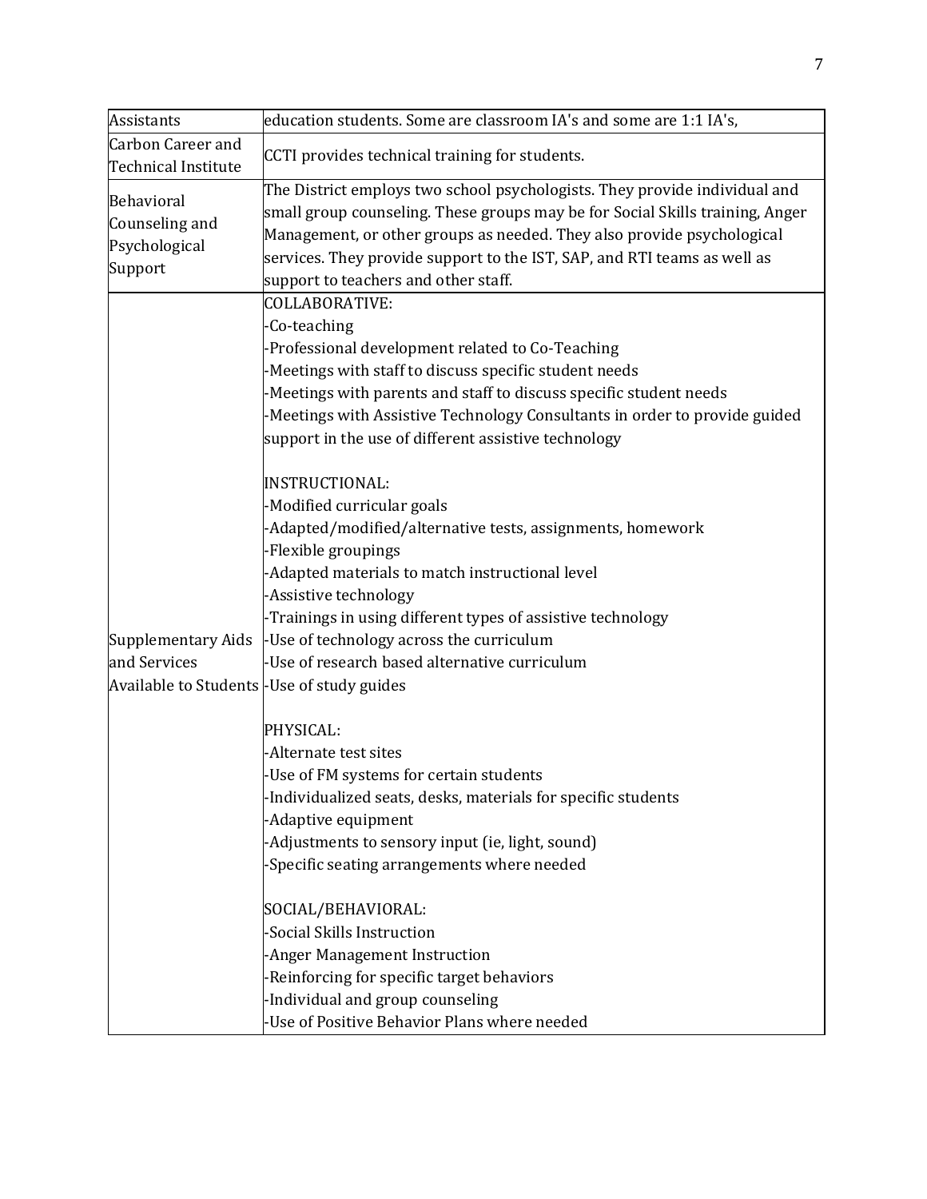| | |
|---|---|
| Assistants | education students. Some are classroom IA's and some are 1:1 IA's, |
| Carbon Career and Technical Institute | CCTI provides technical training for students. |
| Behavioral Counseling and Psychological Support | The District employs two school psychologists. They provide individual and small group counseling. These groups may be for Social Skills training, Anger Management, or other groups as needed. They also provide psychological services. They provide support to the IST, SAP, and RTI teams as well as support to teachers and other staff. |
| Supplementary Aids and Services Available to Students | COLLABORATIVE:<br>-Co-teaching<br>-Professional development related to Co-Teaching<br>-Meetings with staff to discuss specific student needs<br>-Meetings with parents and staff to discuss specific student needs<br>-Meetings with Assistive Technology Consultants in order to provide guided support in the use of different assistive technology<br><br>INSTRUCTIONAL:<br>-Modified curricular goals<br>-Adapted/modified/alternative tests, assignments, homework<br>-Flexible groupings<br>-Adapted materials to match instructional level<br>-Assistive technology<br>-Trainings in using different types of assistive technology<br>-Use of technology across the curriculum<br>-Use of research based alternative curriculum<br>-Use of study guides<br><br>PHYSICAL:<br>-Alternate test sites<br>-Use of FM systems for certain students<br>-Individualized seats, desks, materials for specific students<br>-Adaptive equipment<br>-Adjustments to sensory input (ie, light, sound)<br>-Specific seating arrangements where needed<br><br>SOCIAL/BEHAVIORAL:<br>-Social Skills Instruction<br>-Anger Management Instruction<br>-Reinforcing for specific target behaviors<br>-Individual and group counseling<br>-Use of Positive Behavior Plans where needed |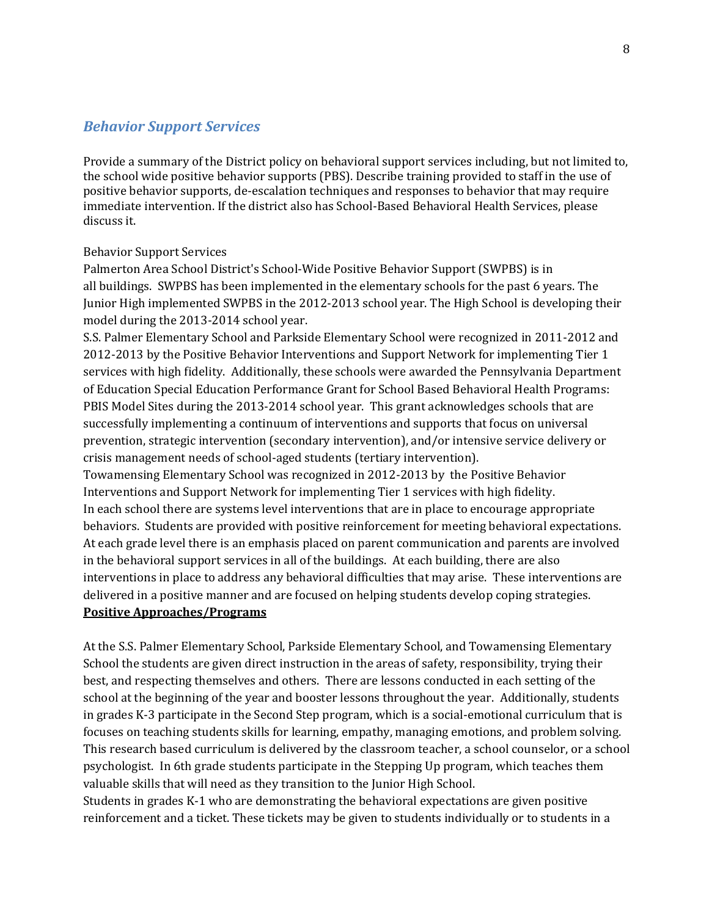## *Behavior Support Services*

Provide a summary of the District policy on behavioral support services including, but not limited to, the school wide positive behavior supports (PBS). Describe training provided to staff in the use of positive behavior supports, de-escalation techniques and responses to behavior that may require immediate intervention. If the district also has School-Based Behavioral Health Services, please discuss it.

Behavior Support Services

Palmerton Area School District's School-Wide Positive Behavior Support (SWPBS) is in all buildings. SWPBS has been implemented in the elementary schools for the past 6 years. The Junior High implemented SWPBS in the 2012-2013 school year. The High School is developing their model during the 2013-2014 school year.

S.S. Palmer Elementary School and Parkside Elementary School were recognized in 2011-2012 and 2012-2013 by the Positive Behavior Interventions and Support Network for implementing Tier 1 services with high fidelity. Additionally, these schools were awarded the Pennsylvania Department of Education Special Education Performance Grant for School Based Behavioral Health Programs: PBIS Model Sites during the 2013-2014 school year. This grant acknowledges schools that are successfully implementing a continuum of interventions and supports that focus on universal prevention, strategic intervention (secondary intervention), and/or intensive service delivery or crisis management needs of school-aged students (tertiary intervention).

Towamensing Elementary School was recognized in 2012-2013 by the Positive Behavior Interventions and Support Network for implementing Tier 1 services with high fidelity.

In each school there are systems level interventions that are in place to encourage appropriate behaviors. Students are provided with positive reinforcement for meeting behavioral expectations. At each grade level there is an emphasis placed on parent communication and parents are involved in the behavioral support services in all of the buildings. At each building, there are also interventions in place to address any behavioral difficulties that may arise. These interventions are delivered in a positive manner and are focused on helping students develop coping strategies.

**Positive Approaches/Programs**

At the S.S. Palmer Elementary School, Parkside Elementary School, and Towamensing Elementary School the students are given direct instruction in the areas of safety, responsibility, trying their best, and respecting themselves and others. There are lessons conducted in each setting of the school at the beginning of the year and booster lessons throughout the year. Additionally, students in grades K-3 participate in the Second Step program, which is a social-emotional curriculum that is focuses on teaching students skills for learning, empathy, managing emotions, and problem solving. This research based curriculum is delivered by the classroom teacher, a school counselor, or a school psychologist. In 6th grade students participate in the Stepping Up program, which teaches them valuable skills that will need as they transition to the Junior High School.

Students in grades K-1 who are demonstrating the behavioral expectations are given positive reinforcement and a ticket. These tickets may be given to students individually or to students in a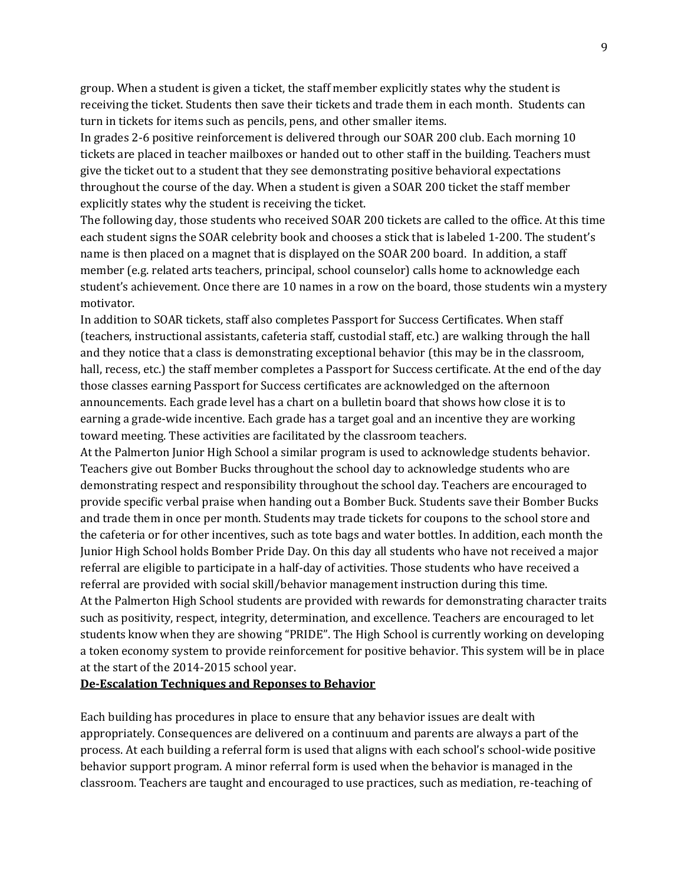group. When a student is given a ticket, the staff member explicitly states why the student is receiving the ticket. Students then save their tickets and trade them in each month. Students can turn in tickets for items such as pencils, pens, and other smaller items.

In grades 2-6 positive reinforcement is delivered through our SOAR 200 club. Each morning 10 tickets are placed in teacher mailboxes or handed out to other staff in the building. Teachers must give the ticket out to a student that they see demonstrating positive behavioral expectations throughout the course of the day. When a student is given a SOAR 200 ticket the staff member explicitly states why the student is receiving the ticket.

The following day, those students who received SOAR 200 tickets are called to the office. At this time each student signs the SOAR celebrity book and chooses a stick that is labeled 1-200. The student's name is then placed on a magnet that is displayed on the SOAR 200 board. In addition, a staff member (e.g. related arts teachers, principal, school counselor) calls home to acknowledge each student's achievement. Once there are 10 names in a row on the board, those students win a mystery motivator.

In addition to SOAR tickets, staff also completes Passport for Success Certificates. When staff (teachers, instructional assistants, cafeteria staff, custodial staff, etc.) are walking through the hall and they notice that a class is demonstrating exceptional behavior (this may be in the classroom, hall, recess, etc.) the staff member completes a Passport for Success certificate. At the end of the day those classes earning Passport for Success certificates are acknowledged on the afternoon announcements. Each grade level has a chart on a bulletin board that shows how close it is to earning a grade-wide incentive. Each grade has a target goal and an incentive they are working toward meeting. These activities are facilitated by the classroom teachers.

At the Palmerton Junior High School a similar program is used to acknowledge students behavior. Teachers give out Bomber Bucks throughout the school day to acknowledge students who are demonstrating respect and responsibility throughout the school day. Teachers are encouraged to provide specific verbal praise when handing out a Bomber Buck. Students save their Bomber Bucks and trade them in once per month. Students may trade tickets for coupons to the school store and the cafeteria or for other incentives, such as tote bags and water bottles. In addition, each month the Junior High School holds Bomber Pride Day. On this day all students who have not received a major referral are eligible to participate in a half-day of activities. Those students who have received a referral are provided with social skill/behavior management instruction during this time.

At the Palmerton High School students are provided with rewards for demonstrating character traits such as positivity, respect, integrity, determination, and excellence. Teachers are encouraged to let students know when they are showing "PRIDE". The High School is currently working on developing a token economy system to provide reinforcement for positive behavior. This system will be in place at the start of the 2014-2015 school year.

**De-Escalation Techniques and Reponses to Behavior**

Each building has procedures in place to ensure that any behavior issues are dealt with appropriately. Consequences are delivered on a continuum and parents are always a part of the process. At each building a referral form is used that aligns with each school's school-wide positive behavior support program. A minor referral form is used when the behavior is managed in the classroom. Teachers are taught and encouraged to use practices, such as mediation, re-teaching of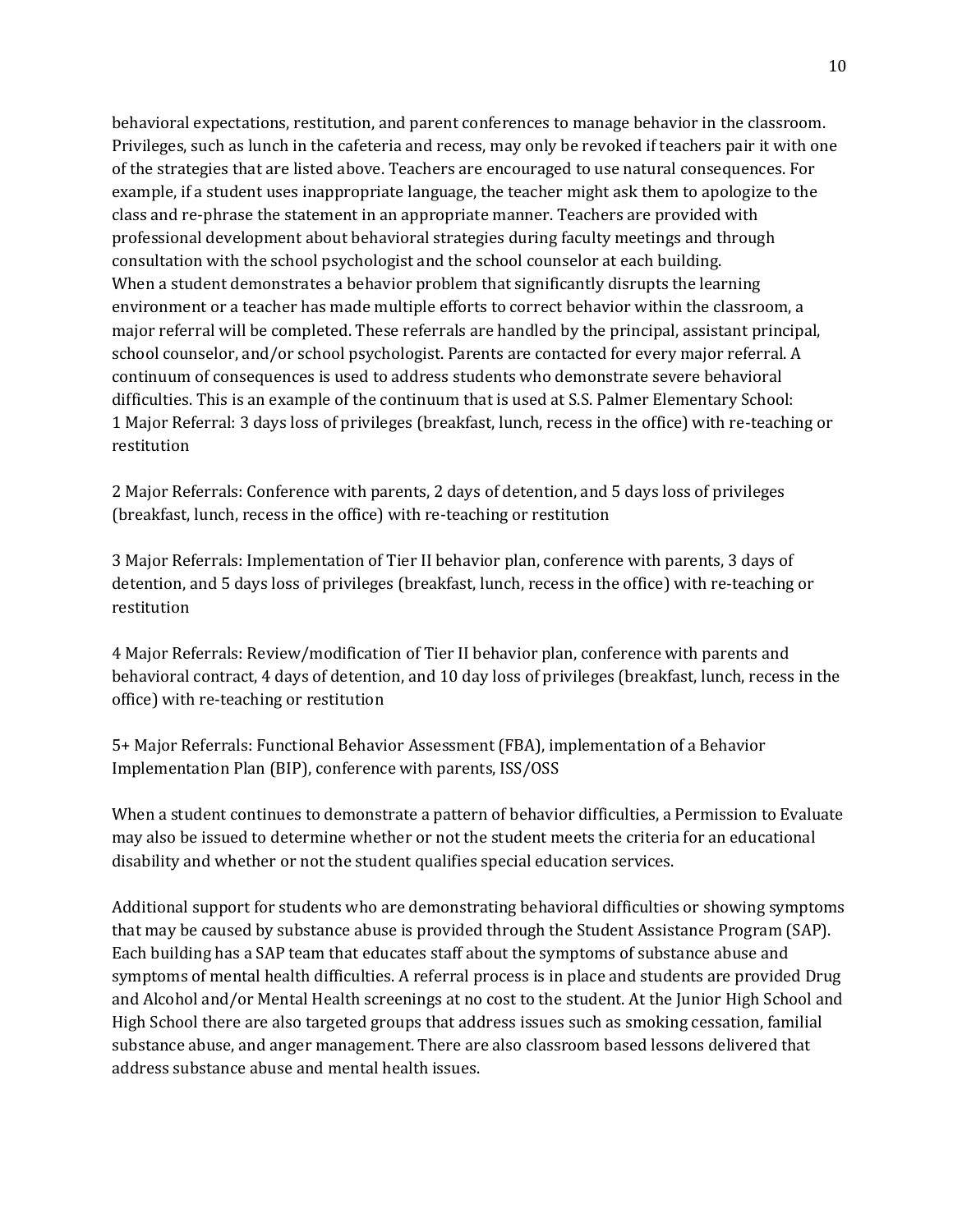behavioral expectations, restitution, and parent conferences to manage behavior in the classroom. Privileges, such as lunch in the cafeteria and recess, may only be revoked if teachers pair it with one of the strategies that are listed above. Teachers are encouraged to use natural consequences. For example, if a student uses inappropriate language, the teacher might ask them to apologize to the class and re-phrase the statement in an appropriate manner. Teachers are provided with professional development about behavioral strategies during faculty meetings and through consultation with the school psychologist and the school counselor at each building.

When a student demonstrates a behavior problem that significantly disrupts the learning environment or a teacher has made multiple efforts to correct behavior within the classroom, a major referral will be completed. These referrals are handled by the principal, assistant principal, school counselor, and/or school psychologist. Parents are contacted for every major referral. A continuum of consequences is used to address students who demonstrate severe behavioral difficulties. This is an example of the continuum that is used at S.S. Palmer Elementary School:

1 Major Referral: 3 days loss of privileges (breakfast, lunch, recess in the office) with re-teaching or restitution

2 Major Referrals: Conference with parents, 2 days of detention, and 5 days loss of privileges (breakfast, lunch, recess in the office) with re-teaching or restitution

3 Major Referrals: Implementation of Tier II behavior plan, conference with parents, 3 days of detention, and 5 days loss of privileges (breakfast, lunch, recess in the office) with re-teaching or restitution

4 Major Referrals: Review/modification of Tier II behavior plan, conference with parents and behavioral contract, 4 days of detention, and 10 day loss of privileges (breakfast, lunch, recess in the office) with re-teaching or restitution

5+ Major Referrals: Functional Behavior Assessment (FBA), implementation of a Behavior Implementation Plan (BIP), conference with parents, ISS/OSS

When a student continues to demonstrate a pattern of behavior difficulties, a Permission to Evaluate may also be issued to determine whether or not the student meets the criteria for an educational disability and whether or not the student qualifies special education services.

Additional support for students who are demonstrating behavioral difficulties or showing symptoms that may be caused by substance abuse is provided through the Student Assistance Program (SAP). Each building has a SAP team that educates staff about the symptoms of substance abuse and symptoms of mental health difficulties. A referral process is in place and students are provided Drug and Alcohol and/or Mental Health screenings at no cost to the student. At the Junior High School and High School there are also targeted groups that address issues such as smoking cessation, familial substance abuse, and anger management. There are also classroom based lessons delivered that address substance abuse and mental health issues.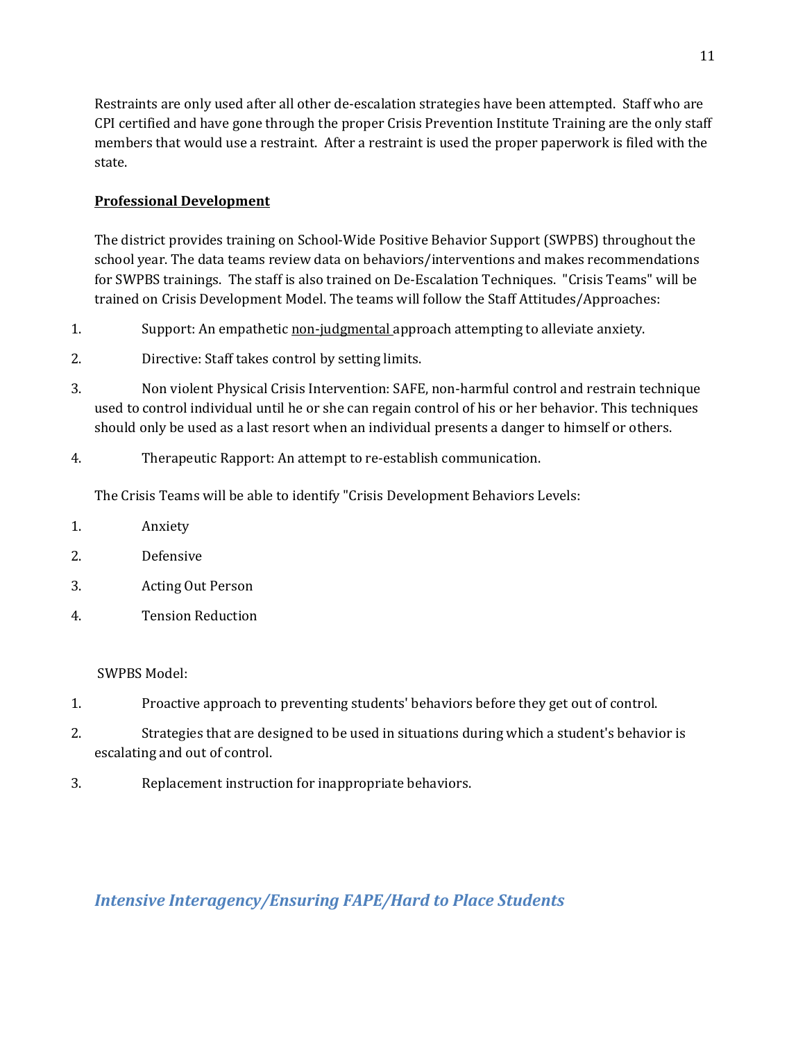Restraints are only used after all other de-escalation strategies have been attempted. Staff who are CPI certified and have gone through the proper Crisis Prevention Institute Training are the only staff members that would use a restraint. After a restraint is used the proper paperwork is filed with the state.

**Professional Development**

The district provides training on School-Wide Positive Behavior Support (SWPBS) throughout the school year. The data teams review data on behaviors/interventions and makes recommendations for SWPBS trainings. The staff is also trained on De-Escalation Techniques. "Crisis Teams" will be trained on Crisis Development Model. The teams will follow the Staff Attitudes/Approaches:

1. Support: An empathetic non-judgmental approach attempting to alleviate anxiety.
2. Directive: Staff takes control by setting limits.
3. Non violent Physical Crisis Intervention: SAFE, non-harmful control and restrain technique used to control individual until he or she can regain control of his or her behavior. This techniques should only be used as a last resort when an individual presents a danger to himself or others.
4. Therapeutic Rapport: An attempt to re-establish communication.

The Crisis Teams will be able to identify "Crisis Development Behaviors Levels:

1. Anxiety
2. Defensive
3. Acting Out Person
4. Tension Reduction

SWPBS Model:

1. Proactive approach to preventing students' behaviors before they get out of control.
2. Strategies that are designed to be used in situations during which a student's behavior is escalating and out of control.
3. Replacement instruction for inappropriate behaviors.

## *Intensive Interagency/Ensuring FAPE/Hard to Place Students*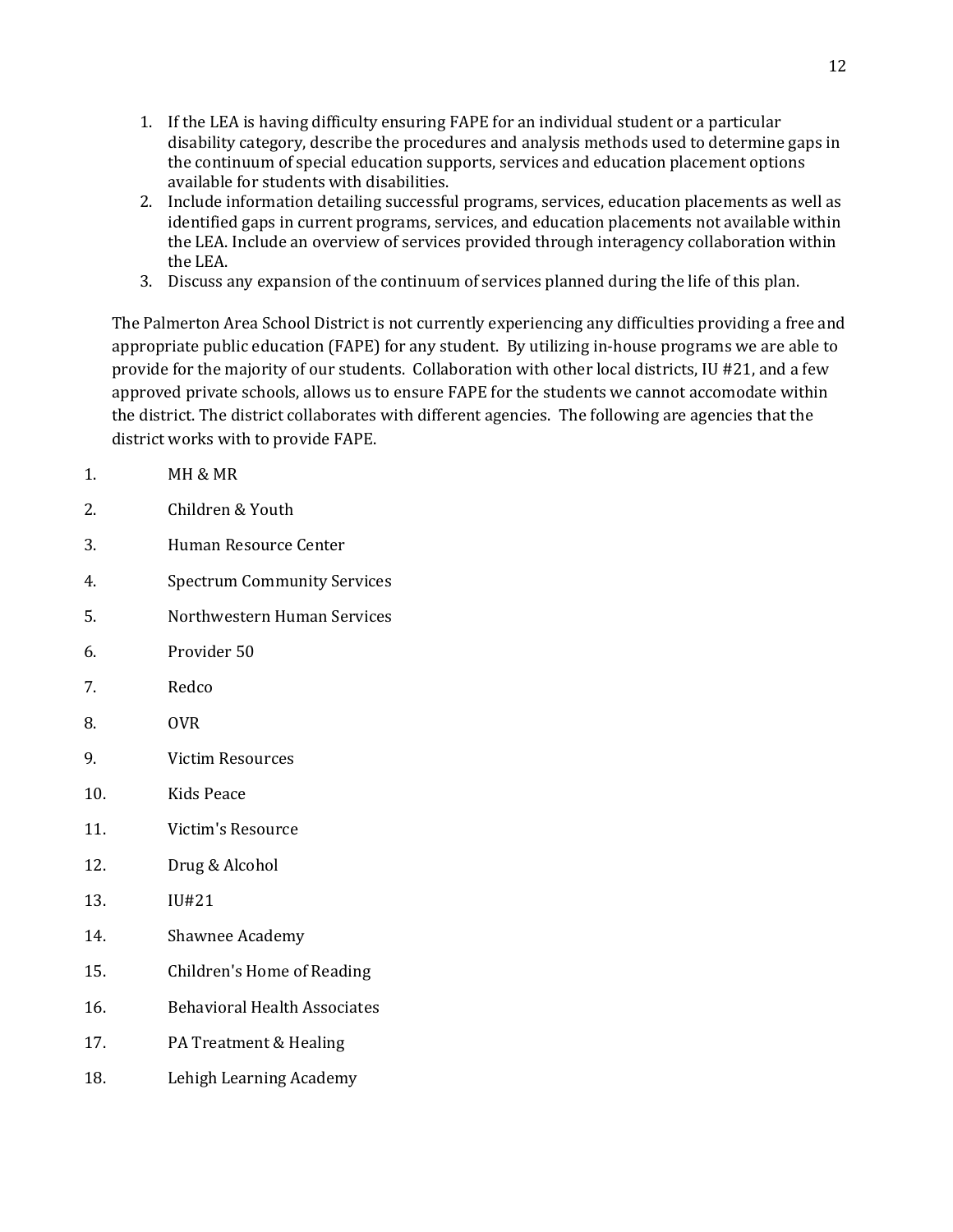1. If the LEA is having difficulty ensuring FAPE for an individual student or a particular disability category, describe the procedures and analysis methods used to determine gaps in the continuum of special education supports, services and education placement options available for students with disabilities.
2. Include information detailing successful programs, services, education placements as well as identified gaps in current programs, services, and education placements not available within the LEA. Include an overview of services provided through interagency collaboration within the LEA.
3. Discuss any expansion of the continuum of services planned during the life of this plan.

The Palmerton Area School District is not currently experiencing any difficulties providing a free and appropriate public education (FAPE) for any student. By utilizing in-house programs we are able to provide for the majority of our students. Collaboration with other local districts, IU #21, and a few approved private schools, allows us to ensure FAPE for the students we cannot accomodate within the district. The district collaborates with different agencies. The following are agencies that the district works with to provide FAPE.

1. MH & MR
2. Children & Youth
3. Human Resource Center
4. Spectrum Community Services
5. Northwestern Human Services
6. Provider 50
7. Redco
8. OVR
9. Victim Resources
10. Kids Peace
11. Victim's Resource
12. Drug & Alcohol
13. IU#21
14. Shawnee Academy
15. Children's Home of Reading
16. Behavioral Health Associates
17. PA Treatment & Healing
18. Lehigh Learning Academy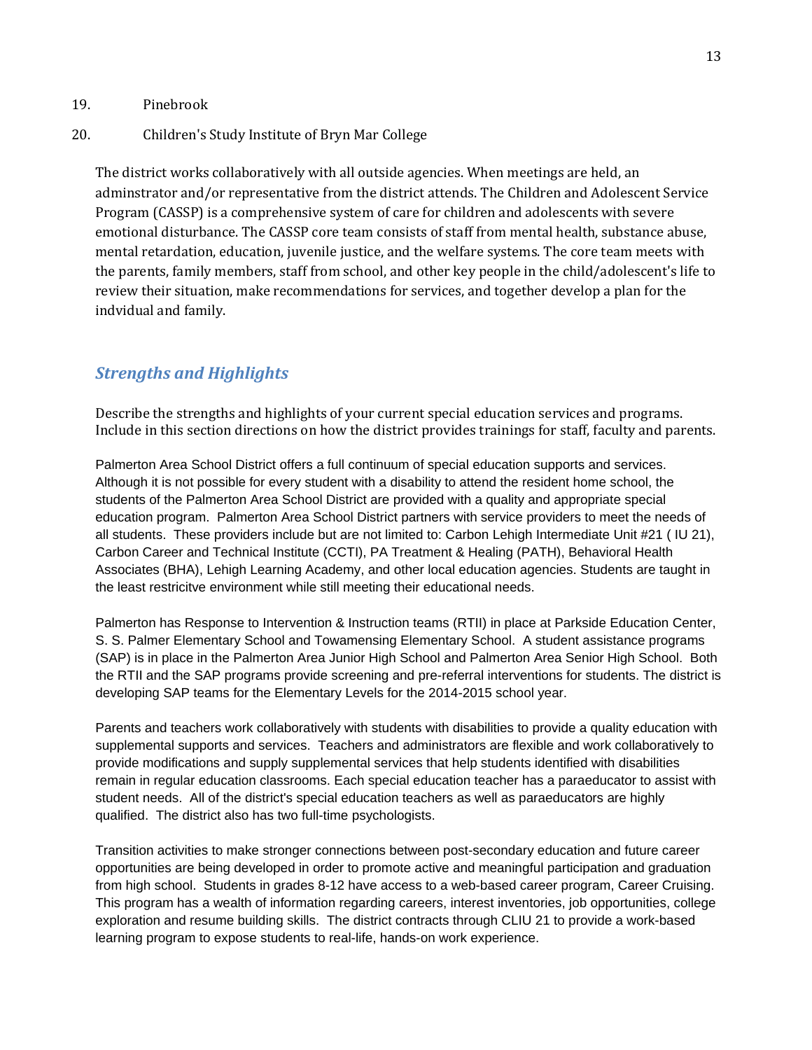19. Pinebrook

20. Children's Study Institute of Bryn Mar College

The district works collaboratively with all outside agencies. When meetings are held, an adminstrator and/or representative from the district attends. The Children and Adolescent Service Program (CASSP) is a comprehensive system of care for children and adolescents with severe emotional disturbance. The CASSP core team consists of staff from mental health, substance abuse, mental retardation, education, juvenile justice, and the welfare systems. The core team meets with the parents, family members, staff from school, and other key people in the child/adolescent's life to review their situation, make recommendations for services, and together develop a plan for the indvidual and family.

## *Strengths and Highlights*

Describe the strengths and highlights of your current special education services and programs. Include in this section directions on how the district provides trainings for staff, faculty and parents.

Palmerton Area School District offers a full continuum of special education supports and services. Although it is not possible for every student with a disability to attend the resident home school, the students of the Palmerton Area School District are provided with a quality and appropriate special education program. Palmerton Area School District partners with service providers to meet the needs of all students. These providers include but are not limited to: Carbon Lehigh Intermediate Unit #21 ( IU 21), Carbon Career and Technical Institute (CCTI), PA Treatment & Healing (PATH), Behavioral Health Associates (BHA), Lehigh Learning Academy, and other local education agencies. Students are taught in the least restricitve environment while still meeting their educational needs.

Palmerton has Response to Intervention & Instruction teams (RTII) in place at Parkside Education Center, S. S. Palmer Elementary School and Towamensing Elementary School. A student assistance programs (SAP) is in place in the Palmerton Area Junior High School and Palmerton Area Senior High School. Both the RTII and the SAP programs provide screening and pre-referral interventions for students. The district is developing SAP teams for the Elementary Levels for the 2014-2015 school year.

Parents and teachers work collaboratively with students with disabilities to provide a quality education with supplemental supports and services. Teachers and administrators are flexible and work collaboratively to provide modifications and supply supplemental services that help students identified with disabilities remain in regular education classrooms. Each special education teacher has a paraeducator to assist with student needs. All of the district's special education teachers as well as paraeducators are highly qualified. The district also has two full-time psychologists.

Transition activities to make stronger connections between post-secondary education and future career opportunities are being developed in order to promote active and meaningful participation and graduation from high school. Students in grades 8-12 have access to a web-based career program, Career Cruising. This program has a wealth of information regarding careers, interest inventories, job opportunities, college exploration and resume building skills. The district contracts through CLIU 21 to provide a work-based learning program to expose students to real-life, hands-on work experience.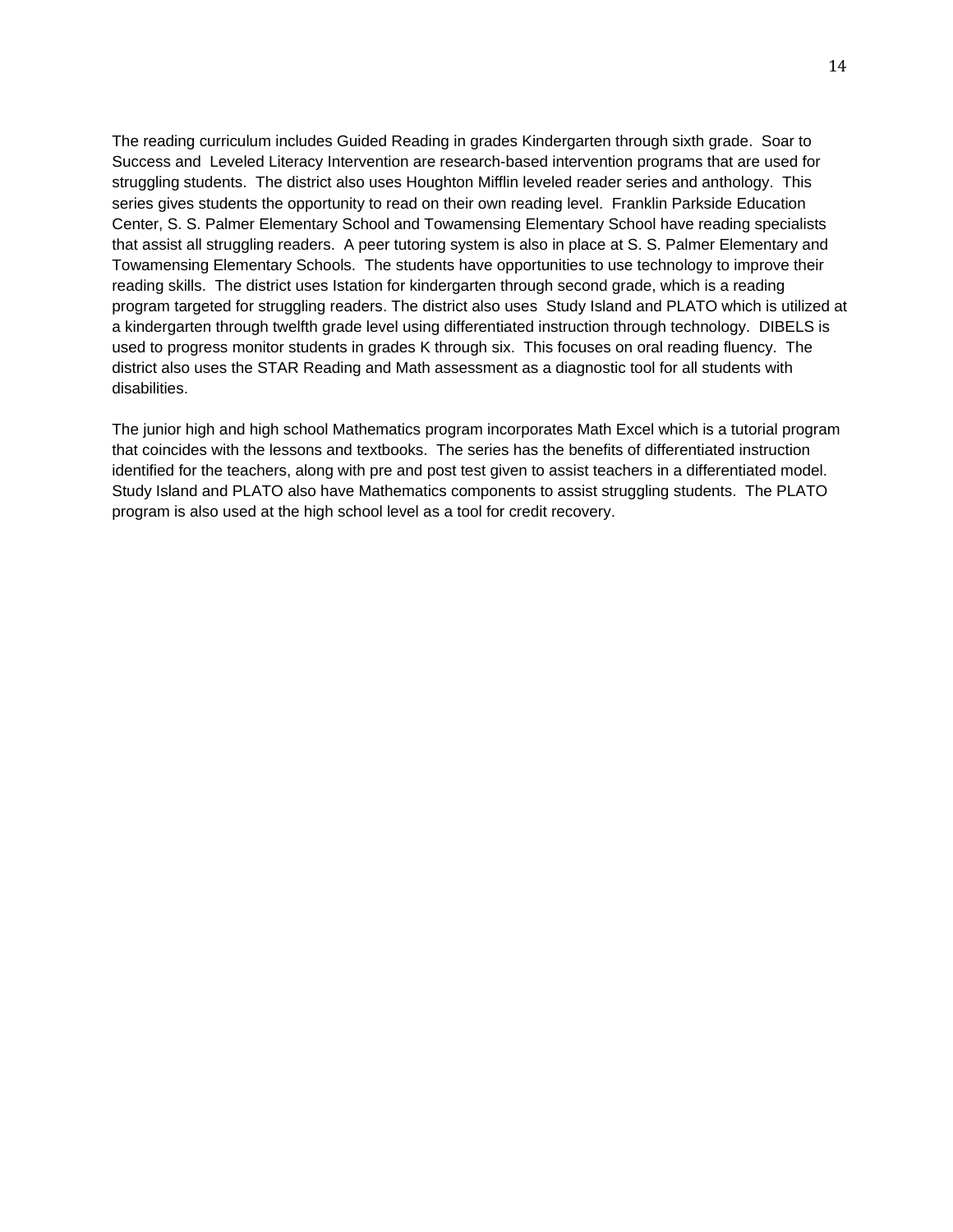The reading curriculum includes Guided Reading in grades Kindergarten through sixth grade. Soar to Success and Leveled Literacy Intervention are research-based intervention programs that are used for struggling students. The district also uses Houghton Mifflin leveled reader series and anthology. This series gives students the opportunity to read on their own reading level. Franklin Parkside Education Center, S. S. Palmer Elementary School and Towamensing Elementary School have reading specialists that assist all struggling readers. A peer tutoring system is also in place at S. S. Palmer Elementary and Towamensing Elementary Schools. The students have opportunities to use technology to improve their reading skills. The district uses Istation for kindergarten through second grade, which is a reading program targeted for struggling readers. The district also uses Study Island and PLATO which is utilized at a kindergarten through twelfth grade level using differentiated instruction through technology. DIBELS is used to progress monitor students in grades K through six. This focuses on oral reading fluency. The district also uses the STAR Reading and Math assessment as a diagnostic tool for all students with disabilities.

The junior high and high school Mathematics program incorporates Math Excel which is a tutorial program that coincides with the lessons and textbooks. The series has the benefits of differentiated instruction identified for the teachers, along with pre and post test given to assist teachers in a differentiated model. Study Island and PLATO also have Mathematics components to assist struggling students. The PLATO program is also used at the high school level as a tool for credit recovery.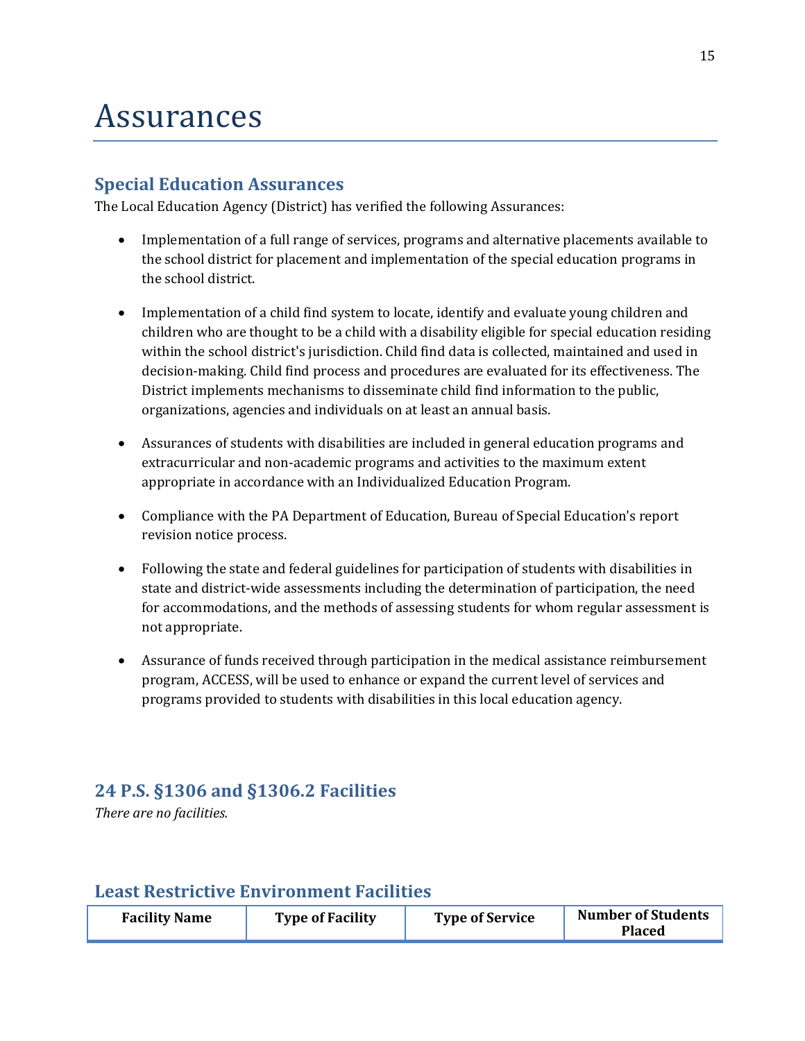# Assurances

## Special Education Assurances

The Local Education Agency (District) has verified the following Assurances:

- Implementation of a full range of services, programs and alternative placements available to the school district for placement and implementation of the special education programs in the school district.

- Implementation of a child find system to locate, identify and evaluate young children and children who are thought to be a child with a disability eligible for special education residing within the school district's jurisdiction. Child find data is collected, maintained and used in decision-making. Child find process and procedures are evaluated for its effectiveness. The District implements mechanisms to disseminate child find information to the public, organizations, agencies and individuals on at least an annual basis.

- Assurances of students with disabilities are included in general education programs and extracurricular and non-academic programs and activities to the maximum extent appropriate in accordance with an Individualized Education Program.

- Compliance with the PA Department of Education, Bureau of Special Education's report revision notice process.

- Following the state and federal guidelines for participation of students with disabilities in state and district-wide assessments including the determination of participation, the need for accommodations, and the methods of assessing students for whom regular assessment is not appropriate.

- Assurance of funds received through participation in the medical assistance reimbursement program, ACCESS, will be used to enhance or expand the current level of services and programs provided to students with disabilities in this local education agency.

## 24 P.S. §1306 and §1306.2 Facilities

*There are no facilities.*

## Least Restrictive Environment Facilities

| Facility Name | Type of Facility | Type of Service | Number of Students Placed |
|---|---|---|---|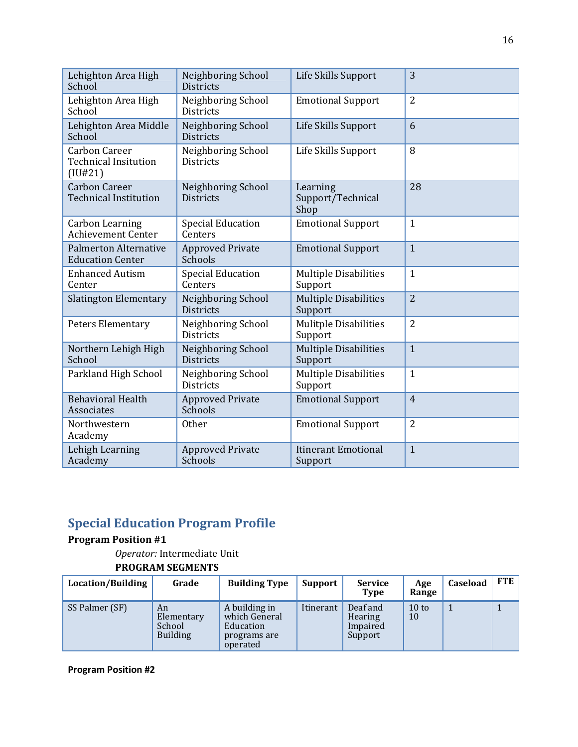| Lehighton Area High School | Neighboring School Districts | Life Skills Support | 3 |
|---|---|---|---|
| Lehighton Area High School | Neighboring School Districts | Emotional Support | 2 |
| Lehighton Area Middle School | Neighboring School Districts | Life Skills Support | 6 |
| Carbon Career Technical Insitution (IU#21) | Neighboring School Districts | Life Skills Support | 8 |
| Carbon Career Technical Institution | Neighboring School Districts | Learning Support/Technical Shop | 28 |
| Carbon Learning Achievement Center | Special Education Centers | Emotional Support | 1 |
| Palmerton Alternative Education Center | Approved Private Schools | Emotional Support | 1 |
| Enhanced Autism Center | Special Education Centers | Multiple Disabilities Support | 1 |
| Slatington Elementary | Neighboring School Districts | Multiple Disabilities Support | 2 |
| Peters Elementary | Neighboring School Districts | Mulitple Disabilities Support | 2 |
| Northern Lehigh High School | Neighboring School Districts | Multiple Disabilities Support | 1 |
| Parkland High School | Neighboring School Districts | Multiple Disabilities Support | 1 |
| Behavioral Health Associates | Approved Private Schools | Emotional Support | 4 |
| Northwestern Academy | Other | Emotional Support | 2 |
| Lehigh Learning Academy | Approved Private Schools | Itinerant Emotional Support | 1 |

## Special Education Program Profile

**Program Position #1**

*Operator:* Intermediate Unit

**PROGRAM SEGMENTS**

| Location/Building | Grade | Building Type | Support | Service Type | Age Range | Caseload | FTE |
|---|---|---|---|---|---|---|---|
| SS Palmer (SF) | An Elementary School Building | A building in which General Education programs are operated | Itinerant | Deaf and Hearing Impaired Support | 10 to 10 | 1 | 1 |

**Program Position #2**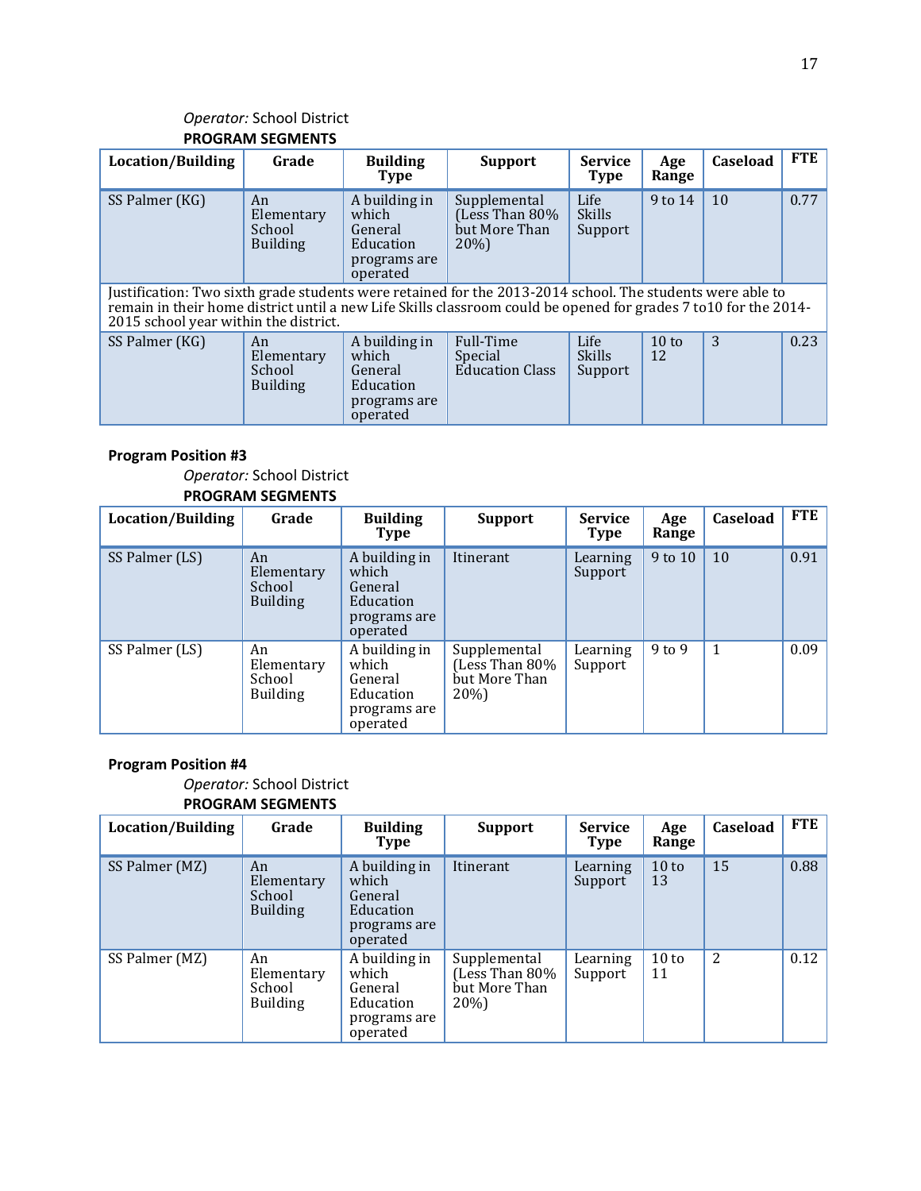*Operator:* School District

**PROGRAM SEGMENTS**

| Location/Building | Grade | Building Type | Support | Service Type | Age Range | Caseload | FTE |
|---|---|---|---|---|---|---|---|
| SS Palmer (KG) | An Elementary School Building | A building in which General Education programs are operated | Supplemental (Less Than 80% but More Than 20%) | Life Skills Support | 9 to 14 | 10 | 0.77 |
| Justification: Two sixth grade students were retained for the 2013-2014 school. The students were able to remain in their home district until a new Life Skills classroom could be opened for grades 7 to10 for the 2014-2015 school year within the district. | | | | | | | |
| SS Palmer (KG) | An Elementary School Building | A building in which General Education programs are operated | Full-Time Special Education Class | Life Skills Support | 10 to 12 | 3 | 0.23 |

**Program Position #3**

*Operator:* School District

**PROGRAM SEGMENTS**

| Location/Building | Grade | Building Type | Support | Service Type | Age Range | Caseload | FTE |
|---|---|---|---|---|---|---|---|
| SS Palmer (LS) | An Elementary School Building | A building in which General Education programs are operated | Itinerant | Learning Support | 9 to 10 | 10 | 0.91 |
| SS Palmer (LS) | An Elementary School Building | A building in which General Education programs are operated | Supplemental (Less Than 80% but More Than 20%) | Learning Support | 9 to 9 | 1 | 0.09 |

**Program Position #4**

*Operator:* School District

**PROGRAM SEGMENTS**

| Location/Building | Grade | Building Type | Support | Service Type | Age Range | Caseload | FTE |
|---|---|---|---|---|---|---|---|
| SS Palmer (MZ) | An Elementary School Building | A building in which General Education programs are operated | Itinerant | Learning Support | 10 to 13 | 15 | 0.88 |
| SS Palmer (MZ) | An Elementary School Building | A building in which General Education programs are operated | Supplemental (Less Than 80% but More Than 20%) | Learning Support | 10 to 11 | 2 | 0.12 |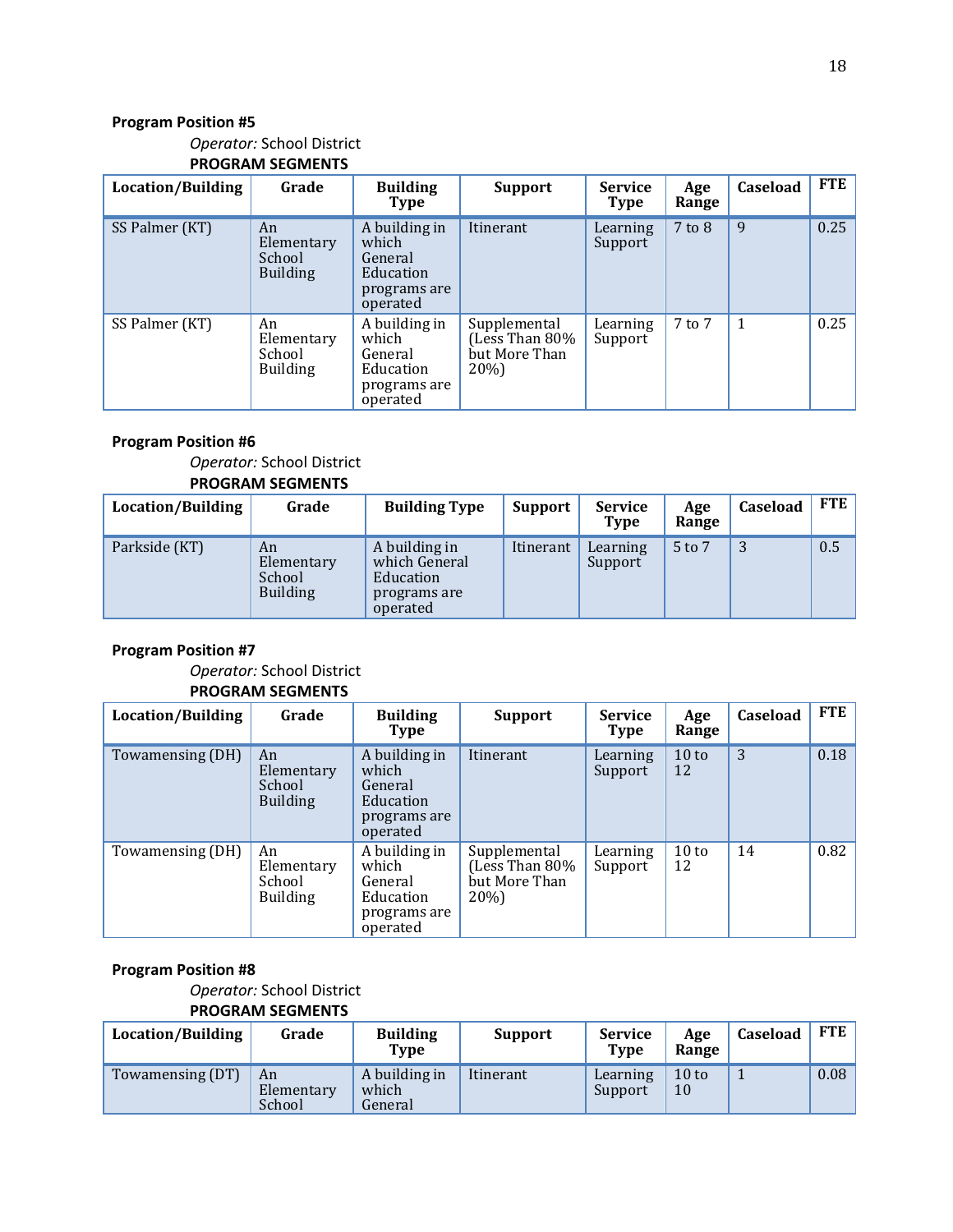**Program Position #5**

*Operator:* School District

**PROGRAM SEGMENTS**

| Location/Building | Grade | Building Type | Support | Service Type | Age Range | Caseload | FTE |
|---|---|---|---|---|---|---|---|
| SS Palmer (KT) | An Elementary School Building | A building in which General Education programs are operated | Itinerant | Learning Support | 7 to 8 | 9 | 0.25 |
| SS Palmer (KT) | An Elementary School Building | A building in which General Education programs are operated | Supplemental (Less Than 80% but More Than 20%) | Learning Support | 7 to 7 | 1 | 0.25 |

**Program Position #6**

*Operator:* School District

**PROGRAM SEGMENTS**

| Location/Building | Grade | Building Type | Support | Service Type | Age Range | Caseload | FTE |
|---|---|---|---|---|---|---|---|
| Parkside (KT) | An Elementary School Building | A building in which General Education programs are operated | Itinerant | Learning Support | 5 to 7 | 3 | 0.5 |

**Program Position #7**

*Operator:* School District

**PROGRAM SEGMENTS**

| Location/Building | Grade | Building Type | Support | Service Type | Age Range | Caseload | FTE |
|---|---|---|---|---|---|---|---|
| Towamensing (DH) | An Elementary School Building | A building in which General Education programs are operated | Itinerant | Learning Support | 10 to 12 | 3 | 0.18 |
| Towamensing (DH) | An Elementary School Building | A building in which General Education programs are operated | Supplemental (Less Than 80% but More Than 20%) | Learning Support | 10 to 12 | 14 | 0.82 |

**Program Position #8**

*Operator:* School District

**PROGRAM SEGMENTS**

| Location/Building | Grade | Building Type | Support | Service Type | Age Range | Caseload | FTE |
|---|---|---|---|---|---|---|---|
| Towamensing (DT) | An Elementary School | A building in which General | Itinerant | Learning Support | 10 to 10 | 1 | 0.08 |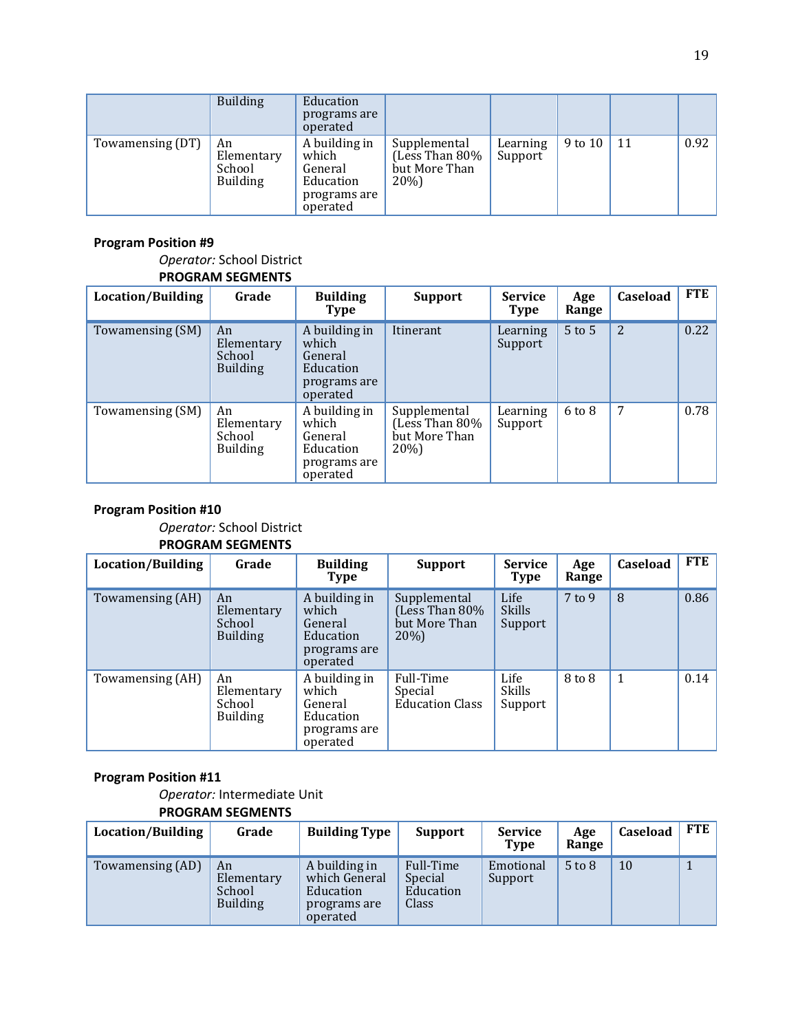| | Building | Education programs are operated | | | | | |
|---|---|---|---|---|---|---|---|
| Towamensing (DT) | An Elementary School Building | A building in which General Education programs are operated | Supplemental (Less Than 80% but More Than 20%) | Learning Support | 9 to 10 | 11 | 0.92 |

**Program Position #9**

*Operator:* School District

**PROGRAM SEGMENTS**

| Location/Building | Grade | Building Type | Support | Service Type | Age Range | Caseload | FTE |
|---|---|---|---|---|---|---|---|
| Towamensing (SM) | An Elementary School Building | A building in which General Education programs are operated | Itinerant | Learning Support | 5 to 5 | 2 | 0.22 |
| Towamensing (SM) | An Elementary School Building | A building in which General Education programs are operated | Supplemental (Less Than 80% but More Than 20%) | Learning Support | 6 to 8 | 7 | 0.78 |

**Program Position #10**

*Operator:* School District

**PROGRAM SEGMENTS**

| Location/Building | Grade | Building Type | Support | Service Type | Age Range | Caseload | FTE |
|---|---|---|---|---|---|---|---|
| Towamensing (AH) | An Elementary School Building | A building in which General Education programs are operated | Supplemental (Less Than 80% but More Than 20%) | Life Skills Support | 7 to 9 | 8 | 0.86 |
| Towamensing (AH) | An Elementary School Building | A building in which General Education programs are operated | Full-Time Special Education Class | Life Skills Support | 8 to 8 | 1 | 0.14 |

**Program Position #11**

*Operator:* Intermediate Unit

**PROGRAM SEGMENTS**

| Location/Building | Grade | Building Type | Support | Service Type | Age Range | Caseload | FTE |
|---|---|---|---|---|---|---|---|
| Towamensing (AD) | An Elementary School Building | A building in which General Education programs are operated | Full-Time Special Education Class | Emotional Support | 5 to 8 | 10 | 1 |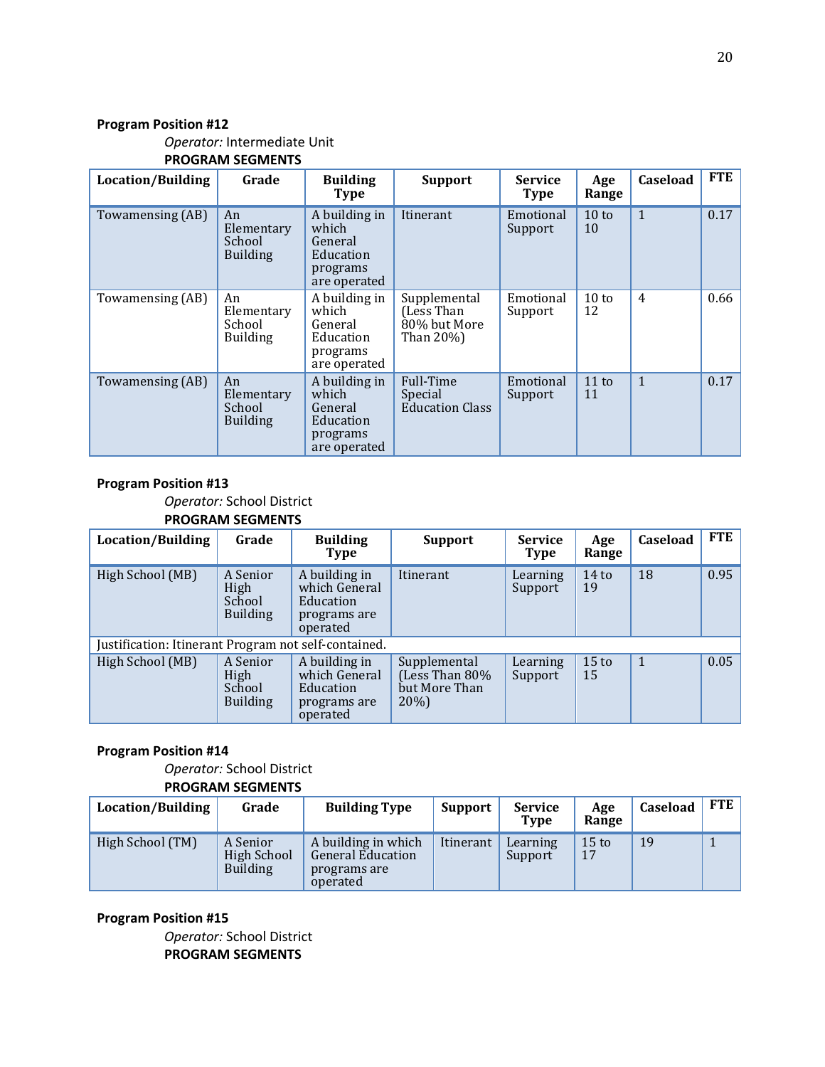**Program Position #12**

*Operator:* Intermediate Unit

**PROGRAM SEGMENTS**

| Location/Building | Grade | Building Type | Support | Service Type | Age Range | Caseload | FTE |
|---|---|---|---|---|---|---|---|
| Towamensing (AB) | An Elementary School Building | A building in which General Education programs are operated | Itinerant | Emotional Support | 10 to 10 | 1 | 0.17 |
| Towamensing (AB) | An Elementary School Building | A building in which General Education programs are operated | Supplemental (Less Than 80% but More Than 20%) | Emotional Support | 10 to 12 | 4 | 0.66 |
| Towamensing (AB) | An Elementary School Building | A building in which General Education programs are operated | Full-Time Special Education Class | Emotional Support | 11 to 11 | 1 | 0.17 |

**Program Position #13**

*Operator:* School District

**PROGRAM SEGMENTS**

| Location/Building | Grade | Building Type | Support | Service Type | Age Range | Caseload | FTE |
|---|---|---|---|---|---|---|---|
| High School (MB) | A Senior High School Building | A building in which General Education programs are operated | Itinerant | Learning Support | 14 to 19 | 18 | 0.95 |
| Justification: Itinerant Program not self-contained. | | | | | | | |
| High School (MB) | A Senior High School Building | A building in which General Education programs are operated | Supplemental (Less Than 80% but More Than 20%) | Learning Support | 15 to 15 | 1 | 0.05 |

**Program Position #14**

*Operator:* School District

**PROGRAM SEGMENTS**

| Location/Building | Grade | Building Type | Support | Service Type | Age Range | Caseload | FTE |
|---|---|---|---|---|---|---|---|
| High School (TM) | A Senior High School Building | A building in which General Education programs are operated | Itinerant | Learning Support | 15 to 17 | 19 | 1 |

**Program Position #15**

*Operator:* School District

**PROGRAM SEGMENTS**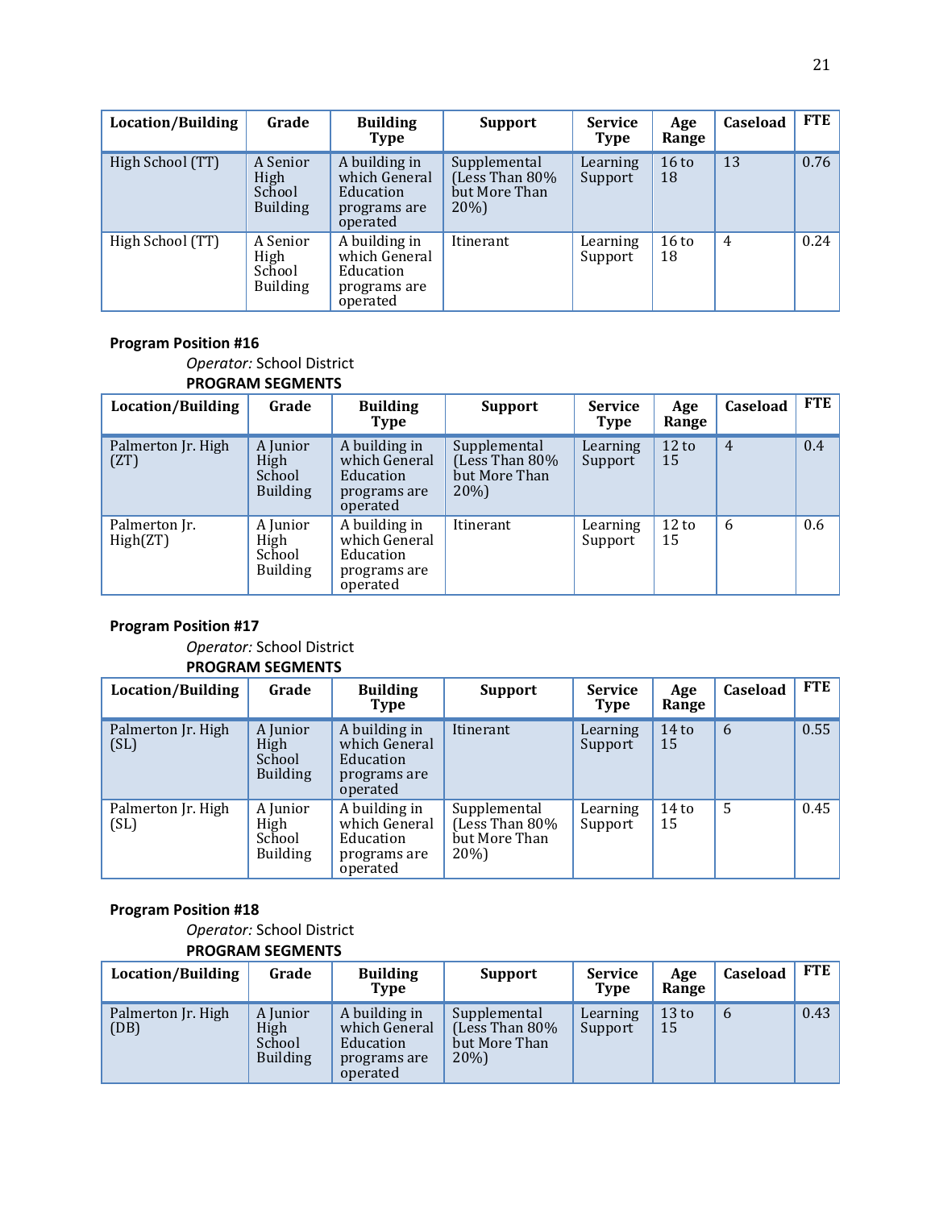| Location/Building | Grade | Building Type | Support | Service Type | Age Range | Caseload | FTE |
|---|---|---|---|---|---|---|---|
| High School (TT) | A Senior High School Building | A building in which General Education programs are operated | Supplemental (Less Than 80% but More Than 20%) | Learning Support | 16 to 18 | 13 | 0.76 |
| High School (TT) | A Senior High School Building | A building in which General Education programs are operated | Itinerant | Learning Support | 16 to 18 | 4 | 0.24 |

**Program Position #16**

*Operator:* School District

**PROGRAM SEGMENTS**

| Location/Building | Grade | Building Type | Support | Service Type | Age Range | Caseload | FTE |
|---|---|---|---|---|---|---|---|
| Palmerton Jr. High (ZT) | A Junior High School Building | A building in which General Education programs are operated | Supplemental (Less Than 80% but More Than 20%) | Learning Support | 12 to 15 | 4 | 0.4 |
| Palmerton Jr. High(ZT) | A Junior High School Building | A building in which General Education programs are operated | Itinerant | Learning Support | 12 to 15 | 6 | 0.6 |

**Program Position #17**

*Operator:* School District

**PROGRAM SEGMENTS**

| Location/Building | Grade | Building Type | Support | Service Type | Age Range | Caseload | FTE |
|---|---|---|---|---|---|---|---|
| Palmerton Jr. High (SL) | A Junior High School Building | A building in which General Education programs are operated | Itinerant | Learning Support | 14 to 15 | 6 | 0.55 |
| Palmerton Jr. High (SL) | A Junior High School Building | A building in which General Education programs are operated | Supplemental (Less Than 80% but More Than 20%) | Learning Support | 14 to 15 | 5 | 0.45 |

**Program Position #18**

*Operator:* School District

**PROGRAM SEGMENTS**

| Location/Building | Grade | Building Type | Support | Service Type | Age Range | Caseload | FTE |
|---|---|---|---|---|---|---|---|
| Palmerton Jr. High (DB) | A Junior High School Building | A building in which General Education programs are operated | Supplemental (Less Than 80% but More Than 20%) | Learning Support | 13 to 15 | 6 | 0.43 |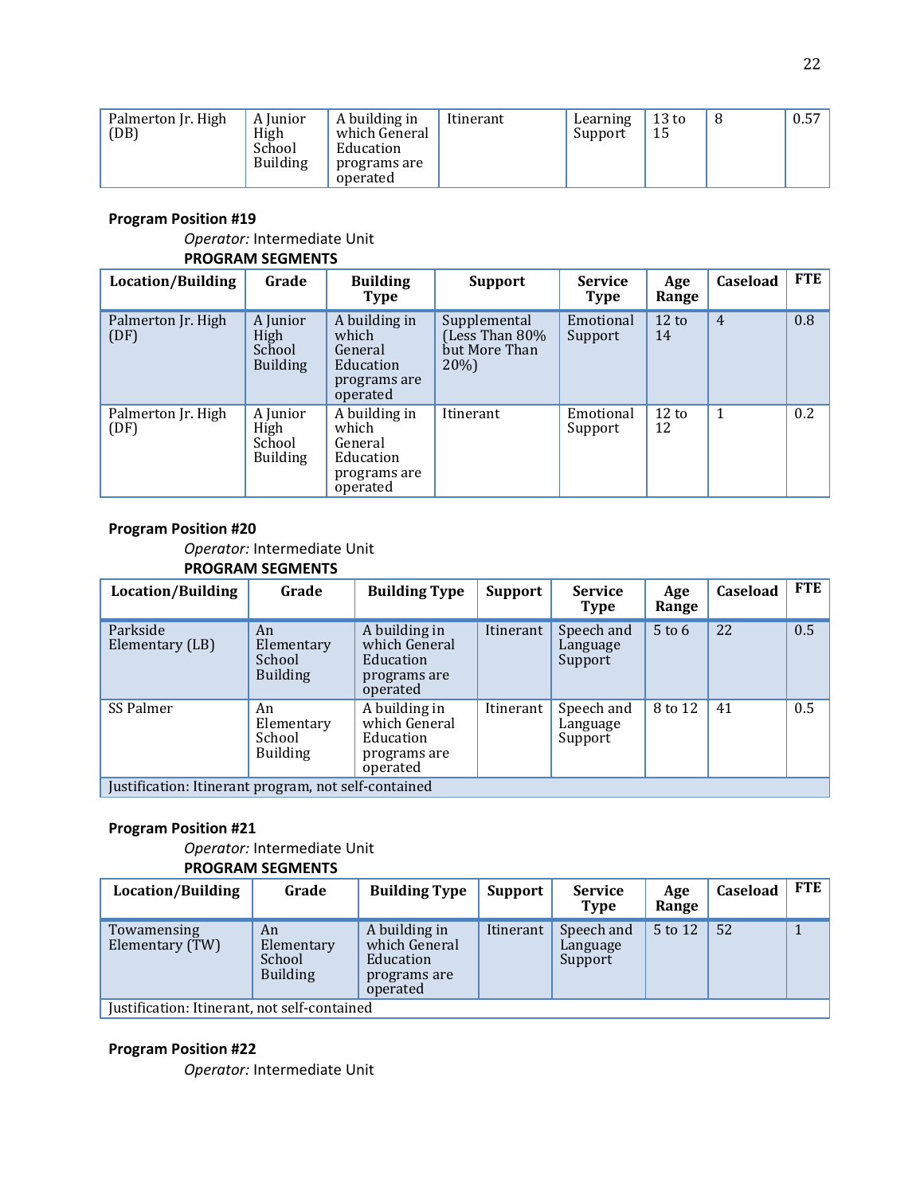| Palmerton Jr. High (DB) | A Junior High School Building | A building in which General Education programs are operated | Itinerant | Learning Support | 13 to 15 | 8 | 0.57 |
|---|---|---|---|---|---|---|---|

**Program Position #19**

*Operator:* Intermediate Unit

**PROGRAM SEGMENTS**

| Location/Building | Grade | Building Type | Support | Service Type | Age Range | Caseload | FTE |
|---|---|---|---|---|---|---|---|
| Palmerton Jr. High (DF) | A Junior High School Building | A building in which General Education programs are operated | Supplemental (Less Than 80% but More Than 20%) | Emotional Support | 12 to 14 | 4 | 0.8 |
| Palmerton Jr. High (DF) | A Junior High School Building | A building in which General Education programs are operated | Itinerant | Emotional Support | 12 to 12 | 1 | 0.2 |

**Program Position #20**

*Operator:* Intermediate Unit

**PROGRAM SEGMENTS**

| Location/Building | Grade | Building Type | Support | Service Type | Age Range | Caseload | FTE |
|---|---|---|---|---|---|---|---|
| Parkside Elementary (LB) | An Elementary School Building | A building in which General Education programs are operated | Itinerant | Speech and Language Support | 5 to 6 | 22 | 0.5 |
| SS Palmer | An Elementary School Building | A building in which General Education programs are operated | Itinerant | Speech and Language Support | 8 to 12 | 41 | 0.5 |
| Justification: Itinerant program, not self-contained | | | | | | | |

**Program Position #21**

*Operator:* Intermediate Unit

**PROGRAM SEGMENTS**

| Location/Building | Grade | Building Type | Support | Service Type | Age Range | Caseload | FTE |
|---|---|---|---|---|---|---|---|
| Towamensing Elementary (TW) | An Elementary School Building | A building in which General Education programs are operated | Itinerant | Speech and Language Support | 5 to 12 | 52 | 1 |
| Justification: Itinerant, not self-contained | | | | | | | |

**Program Position #22**

*Operator:* Intermediate Unit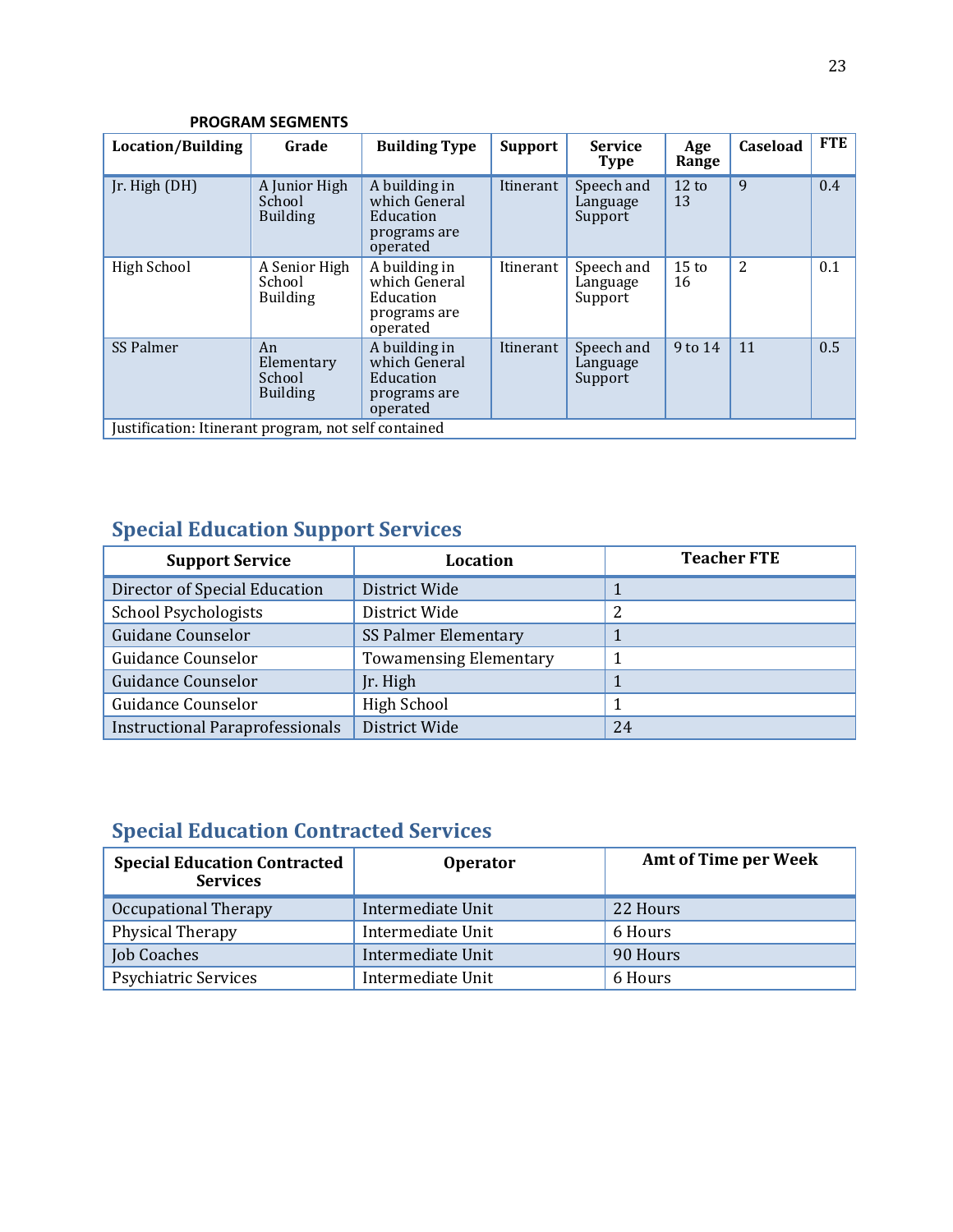**PROGRAM SEGMENTS**

| Location/Building | Grade | Building Type | Support | Service Type | Age Range | Caseload | FTE |
|---|---|---|---|---|---|---|---|
| Jr. High (DH) | A Junior High School Building | A building in which General Education programs are operated | Itinerant | Speech and Language Support | 12 to 13 | 9 | 0.4 |
| High School | A Senior High School Building | A building in which General Education programs are operated | Itinerant | Speech and Language Support | 15 to 16 | 2 | 0.1 |
| SS Palmer | An Elementary School Building | A building in which General Education programs are operated | Itinerant | Speech and Language Support | 9 to 14 | 11 | 0.5 |
| Justification: Itinerant program, not self contained | | | | | | | |

## Special Education Support Services

| Support Service | Location | Teacher FTE |
|---|---|---|
| Director of Special Education | District Wide | 1 |
| School Psychologists | District Wide | 2 |
| Guidane Counselor | SS Palmer Elementary | 1 |
| Guidance Counselor | Towamensing Elementary | 1 |
| Guidance Counselor | Jr. High | 1 |
| Guidance Counselor | High School | 1 |
| Instructional Paraprofessionals | District Wide | 24 |

## Special Education Contracted Services

| Special Education Contracted Services | Operator | Amt of Time per Week |
|---|---|---|
| Occupational Therapy | Intermediate Unit | 22 Hours |
| Physical Therapy | Intermediate Unit | 6 Hours |
| Job Coaches | Intermediate Unit | 90 Hours |
| Psychiatric Services | Intermediate Unit | 6 Hours |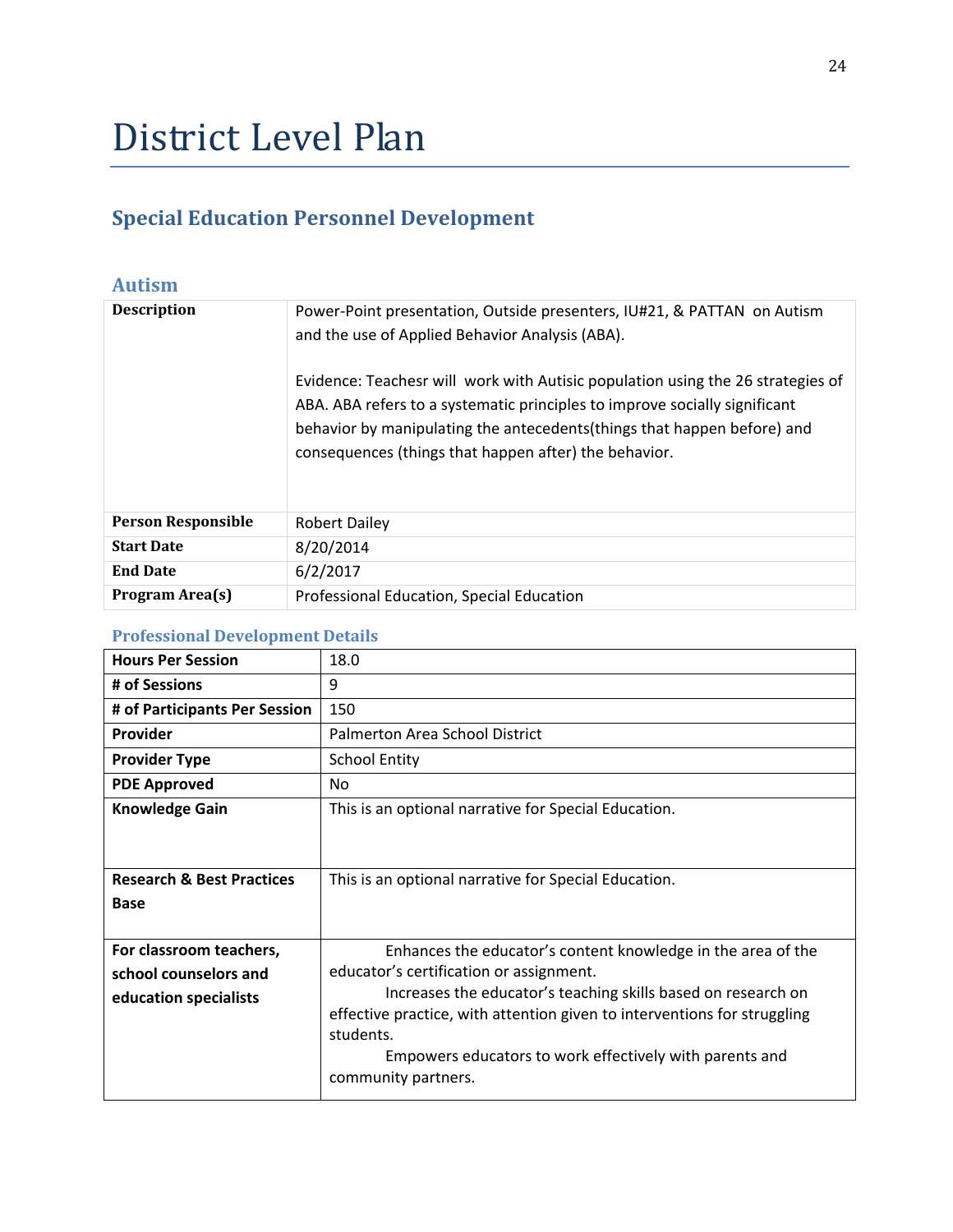# District Level Plan

## Special Education Personnel Development

### Autism

| | |
|---|---|
| **Description** | Power-Point presentation, Outside presenters, IU#21, & PATTAN on Autism and the use of Applied Behavior Analysis (ABA).<br><br>Evidence: Teachesr will work with Autisic population using the 26 strategies of ABA. ABA refers to a systematic principles to improve socially significant behavior by manipulating the antecedents(things that happen before) and consequences (things that happen after) the behavior. |
| **Person Responsible** | Robert Dailey |
| **Start Date** | 8/20/2014 |
| **End Date** | 6/2/2017 |
| **Program Area(s)** | Professional Education, Special Education |

#### Professional Development Details

| | |
|---|---|
| **Hours Per Session** | 18.0 |
| **# of Sessions** | 9 |
| **# of Participants Per Session** | 150 |
| **Provider** | Palmerton Area School District |
| **Provider Type** | School Entity |
| **PDE Approved** | No |
| **Knowledge Gain** | This is an optional narrative for Special Education. |
| **Research & Best Practices Base** | This is an optional narrative for Special Education. |
| **For classroom teachers, school counselors and education specialists** | Enhances the educator's content knowledge in the area of the educator's certification or assignment.<br>Increases the educator's teaching skills based on research on effective practice, with attention given to interventions for struggling students.<br>Empowers educators to work effectively with parents and community partners. |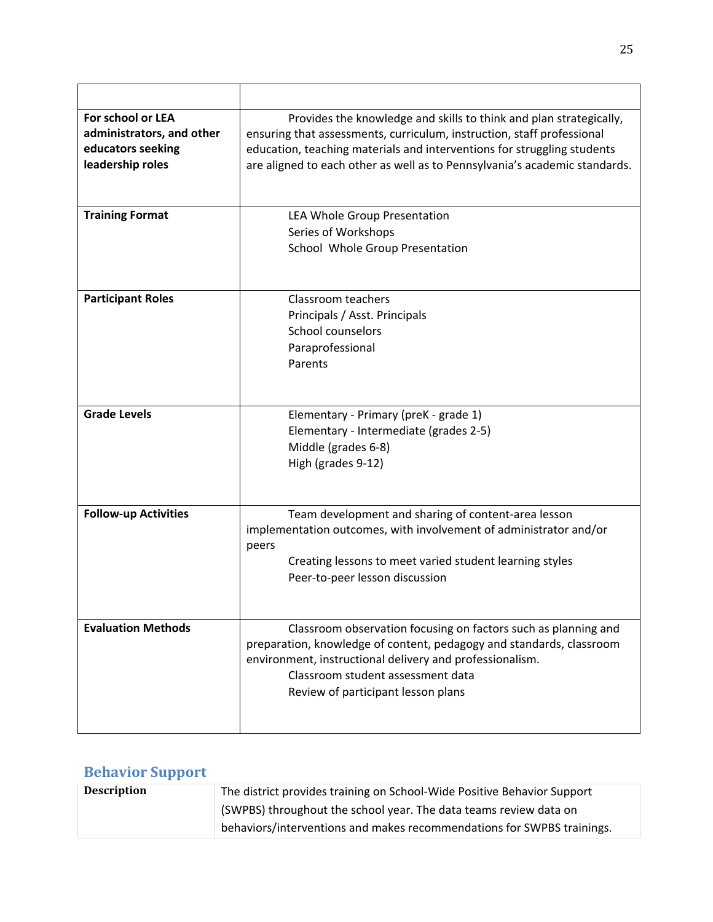| | |
|---|---|
| For school or LEA administrators, and other educators seeking leadership roles | Provides the knowledge and skills to think and plan strategically, ensuring that assessments, curriculum, instruction, staff professional education, teaching materials and interventions for struggling students are aligned to each other as well as to Pennsylvania's academic standards. |
| **Training Format** | LEA Whole Group Presentation<br>Series of Workshops<br>School Whole Group Presentation |
| **Participant Roles** | Classroom teachers<br>Principals / Asst. Principals<br>School counselors<br>Paraprofessional<br>Parents |
| **Grade Levels** | Elementary - Primary (preK - grade 1)<br>Elementary - Intermediate (grades 2-5)<br>Middle (grades 6-8)<br>High (grades 9-12) |
| **Follow-up Activities** | Team development and sharing of content-area lesson implementation outcomes, with involvement of administrator and/or peers<br>Creating lessons to meet varied student learning styles<br>Peer-to-peer lesson discussion |
| **Evaluation Methods** | Classroom observation focusing on factors such as planning and preparation, knowledge of content, pedagogy and standards, classroom environment, instructional delivery and professionalism.<br>Classroom student assessment data<br>Review of participant lesson plans |

## Behavior Support

| | |
|---|---|
| **Description** | The district provides training on School-Wide Positive Behavior Support (SWPBS) throughout the school year. The data teams review data on behaviors/interventions and makes recommendations for SWPBS trainings. |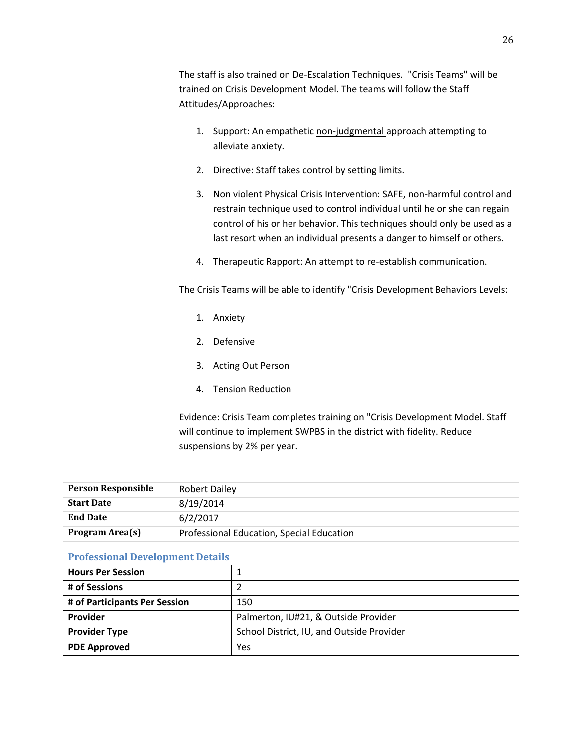| | The staff is also trained on De-Escalation Techniques. "Crisis Teams" will be trained on Crisis Development Model. The teams will follow the Staff Attitudes/Approaches:<br><br>1. Support: An empathetic non-judgmental approach attempting to alleviate anxiety.<br>2. Directive: Staff takes control by setting limits.<br>3. Non violent Physical Crisis Intervention: SAFE, non-harmful control and restrain technique used to control individual until he or she can regain control of his or her behavior. This techniques should only be used as a last resort when an individual presents a danger to himself or others.<br>4. Therapeutic Rapport: An attempt to re-establish communication.<br><br>The Crisis Teams will be able to identify "Crisis Development Behaviors Levels:<br><br>1. Anxiety<br>2. Defensive<br>3. Acting Out Person<br>4. Tension Reduction<br><br>Evidence: Crisis Team completes training on "Crisis Development Model. Staff will continue to implement SWPBS in the district with fidelity. Reduce suspensions by 2% per year. |
|---|---|
| **Person Responsible** | Robert Dailey |
| **Start Date** | 8/19/2014 |
| **End Date** | 6/2/2017 |
| **Program Area(s)** | Professional Education, Special Education |

### Professional Development Details

| **Hours Per Session** | 1 |
|---|---|
| **# of Sessions** | 2 |
| **# of Participants Per Session** | 150 |
| **Provider** | Palmerton, IU#21, & Outside Provider |
| **Provider Type** | School District, IU, and Outside Provider |
| **PDE Approved** | Yes |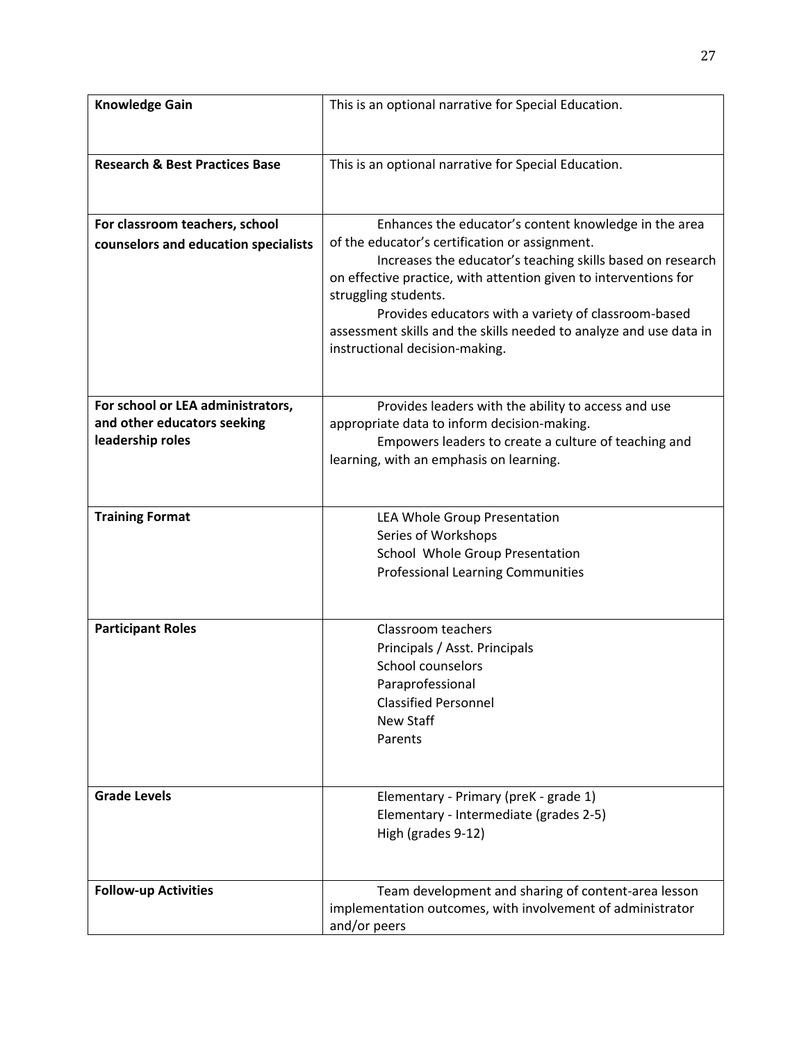| | |
|---|---|
| **Knowledge Gain** | This is an optional narrative for Special Education. |
| **Research & Best Practices Base** | This is an optional narrative for Special Education. |
| **For classroom teachers, school counselors and education specialists** | Enhances the educator's content knowledge in the area of the educator's certification or assignment.<br>Increases the educator's teaching skills based on research on effective practice, with attention given to interventions for struggling students.<br>Provides educators with a variety of classroom-based assessment skills and the skills needed to analyze and use data in instructional decision-making. |
| **For school or LEA administrators, and other educators seeking leadership roles** | Provides leaders with the ability to access and use appropriate data to inform decision-making.<br>Empowers leaders to create a culture of teaching and learning, with an emphasis on learning. |
| **Training Format** | LEA Whole Group Presentation<br>Series of Workshops<br>School Whole Group Presentation<br>Professional Learning Communities |
| **Participant Roles** | Classroom teachers<br>Principals / Asst. Principals<br>School counselors<br>Paraprofessional<br>Classified Personnel<br>New Staff<br>Parents |
| **Grade Levels** | Elementary - Primary (preK - grade 1)<br>Elementary - Intermediate (grades 2-5)<br>High (grades 9-12) |
| **Follow-up Activities** | Team development and sharing of content-area lesson implementation outcomes, with involvement of administrator and/or peers |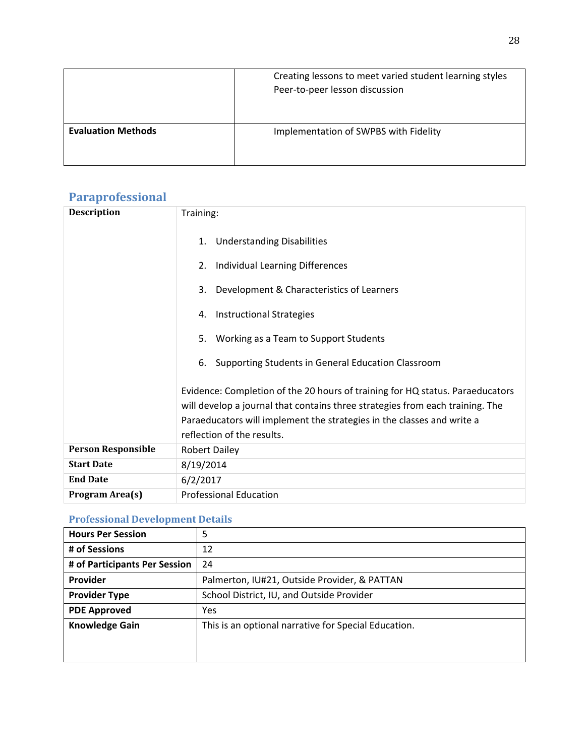| | |
|---|---|
| | Creating lessons to meet varied student learning styles<br>Peer-to-peer lesson discussion |
| **Evaluation Methods** | Implementation of SWPBS with Fidelity |

## Paraprofessional

| | |
|---|---|
| **Description** | Training:<br><br>1. Understanding Disabilities<br>2. Individual Learning Differences<br>3. Development & Characteristics of Learners<br>4. Instructional Strategies<br>5. Working as a Team to Support Students<br>6. Supporting Students in General Education Classroom<br><br>Evidence: Completion of the 20 hours of training for HQ status. Paraeducators will develop a journal that contains three strategies from each training. The Paraeducators will implement the strategies in the classes and write a reflection of the results. |
| **Person Responsible** | Robert Dailey |
| **Start Date** | 8/19/2014 |
| **End Date** | 6/2/2017 |
| **Program Area(s)** | Professional Education |

### Professional Development Details

| | |
|---|---|
| **Hours Per Session** | 5 |
| **# of Sessions** | 12 |
| **# of Participants Per Session** | 24 |
| **Provider** | Palmerton, IU#21, Outside Provider, & PATTAN |
| **Provider Type** | School District, IU, and Outside Provider |
| **PDE Approved** | Yes |
| **Knowledge Gain** | This is an optional narrative for Special Education. |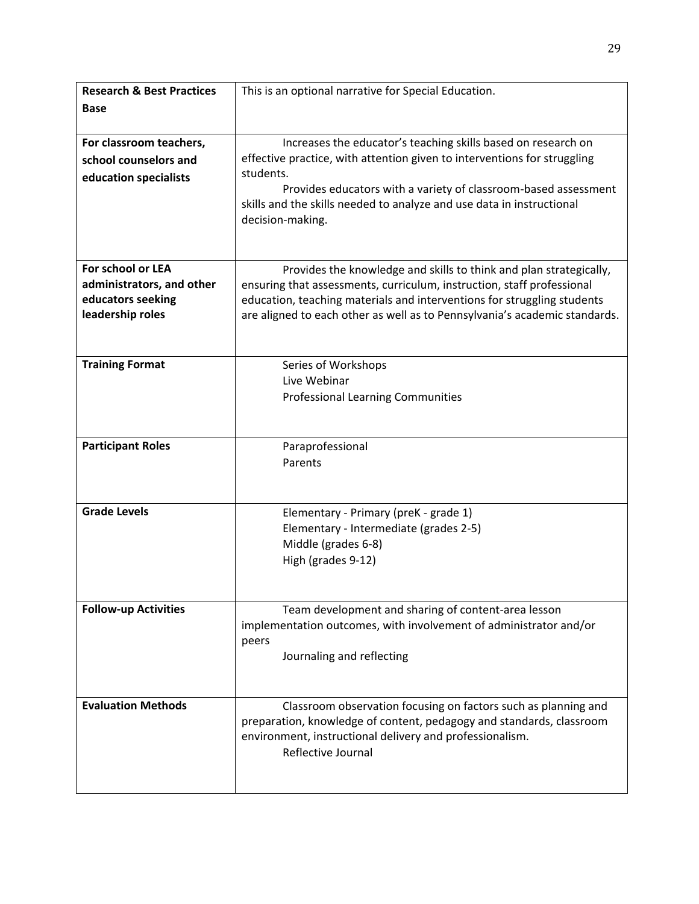| | |
|---|---|
| **Research & Best Practices Base** | This is an optional narrative for Special Education. |
| **For classroom teachers, school counselors and education specialists** | Increases the educator's teaching skills based on research on effective practice, with attention given to interventions for struggling students.<br>Provides educators with a variety of classroom-based assessment skills and the skills needed to analyze and use data in instructional decision-making. |
| **For school or LEA administrators, and other educators seeking leadership roles** | Provides the knowledge and skills to think and plan strategically, ensuring that assessments, curriculum, instruction, staff professional education, teaching materials and interventions for struggling students are aligned to each other as well as to Pennsylvania's academic standards. |
| **Training Format** | Series of Workshops<br>Live Webinar<br>Professional Learning Communities |
| **Participant Roles** | Paraprofessional<br>Parents |
| **Grade Levels** | Elementary - Primary (preK - grade 1)<br>Elementary - Intermediate (grades 2-5)<br>Middle (grades 6-8)<br>High (grades 9-12) |
| **Follow-up Activities** | Team development and sharing of content-area lesson implementation outcomes, with involvement of administrator and/or peers<br>Journaling and reflecting |
| **Evaluation Methods** | Classroom observation focusing on factors such as planning and preparation, knowledge of content, pedagogy and standards, classroom environment, instructional delivery and professionalism.<br>Reflective Journal |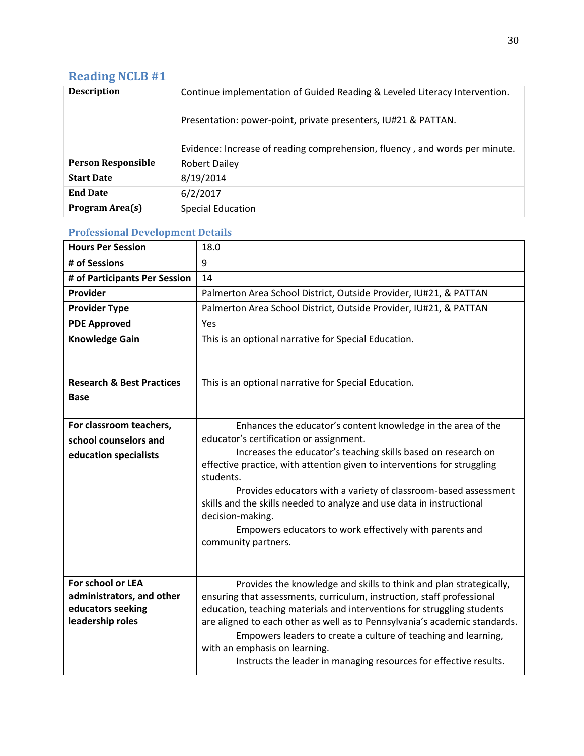## Reading NCLB #1

| | |
|---|---|
| **Description** | Continue implementation of Guided Reading & Leveled Literacy Intervention.<br><br>Presentation: power-point, private presenters, IU#21 & PATTAN.<br><br>Evidence: Increase of reading comprehension, fluency , and words per minute. |
| **Person Responsible** | Robert Dailey |
| **Start Date** | 8/19/2014 |
| **End Date** | 6/2/2017 |
| **Program Area(s)** | Special Education |

### Professional Development Details

| | |
|---|---|
| **Hours Per Session** | 18.0 |
| **# of Sessions** | 9 |
| **# of Participants Per Session** | 14 |
| **Provider** | Palmerton Area School District, Outside Provider, IU#21, & PATTAN |
| **Provider Type** | Palmerton Area School District, Outside Provider, IU#21, & PATTAN |
| **PDE Approved** | Yes |
| **Knowledge Gain** | This is an optional narrative for Special Education. |
| **Research & Best Practices Base** | This is an optional narrative for Special Education. |
| **For classroom teachers, school counselors and education specialists** | Enhances the educator's content knowledge in the area of the educator's certification or assignment.<br>Increases the educator's teaching skills based on research on effective practice, with attention given to interventions for struggling students.<br>Provides educators with a variety of classroom-based assessment skills and the skills needed to analyze and use data in instructional decision-making.<br>Empowers educators to work effectively with parents and community partners. |
| **For school or LEA administrators, and other educators seeking leadership roles** | Provides the knowledge and skills to think and plan strategically, ensuring that assessments, curriculum, instruction, staff professional education, teaching materials and interventions for struggling students are aligned to each other as well as to Pennsylvania's academic standards.<br>Empowers leaders to create a culture of teaching and learning, with an emphasis on learning.<br>Instructs the leader in managing resources for effective results. |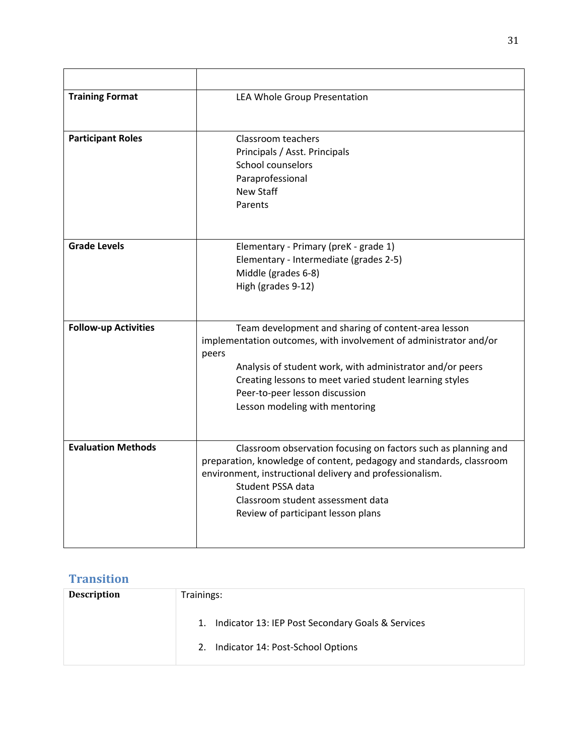| | |
|---|---|
| **Training Format** | LEA Whole Group Presentation |
| **Participant Roles** | Classroom teachers<br>Principals / Asst. Principals<br>School counselors<br>Paraprofessional<br>New Staff<br>Parents |
| **Grade Levels** | Elementary - Primary (preK - grade 1)<br>Elementary - Intermediate (grades 2-5)<br>Middle (grades 6-8)<br>High (grades 9-12) |
| **Follow-up Activities** | Team development and sharing of content-area lesson implementation outcomes, with involvement of administrator and/or peers<br>Analysis of student work, with administrator and/or peers<br>Creating lessons to meet varied student learning styles<br>Peer-to-peer lesson discussion<br>Lesson modeling with mentoring |
| **Evaluation Methods** | Classroom observation focusing on factors such as planning and preparation, knowledge of content, pedagogy and standards, classroom environment, instructional delivery and professionalism.<br>Student PSSA data<br>Classroom student assessment data<br>Review of participant lesson plans |

## Transition

| | |
|---|---|
| **Description** | Trainings:<br><br>1. Indicator 13: IEP Post Secondary Goals & Services<br>2. Indicator 14: Post-School Options |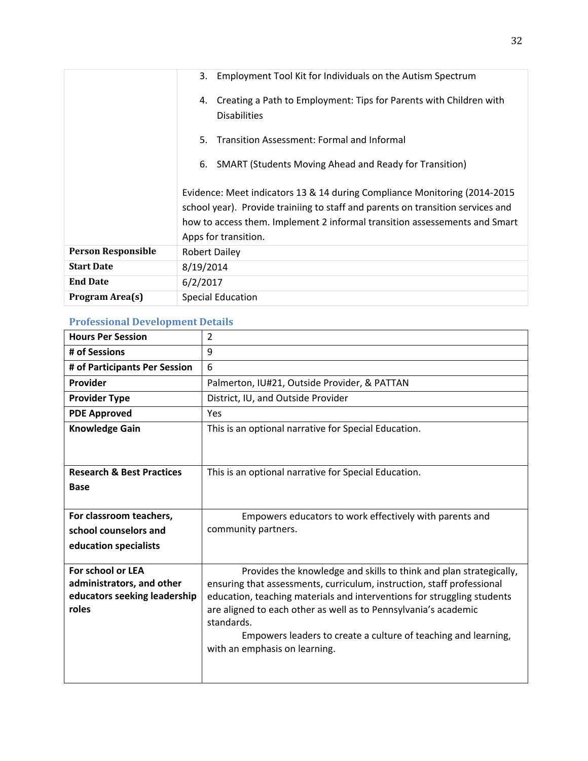| | |
|---|---|
| | 3. Employment Tool Kit for Individuals on the Autism Spectrum<br><br>4. Creating a Path to Employment: Tips for Parents with Children with Disabilities<br><br>5. Transition Assessment: Formal and Informal<br><br>6. SMART (Students Moving Ahead and Ready for Transition)<br><br>Evidence: Meet indicators 13 & 14 during Compliance Monitoring (2014-2015 school year). Provide trainiing to staff and parents on transition services and how to access them. Implement 2 informal transition assessements and Smart Apps for transition. |
| **Person Responsible** | Robert Dailey |
| **Start Date** | 8/19/2014 |
| **End Date** | 6/2/2017 |
| **Program Area(s)** | Special Education |

### Professional Development Details

| | |
|---|---|
| **Hours Per Session** | 2 |
| **# of Sessions** | 9 |
| **# of Participants Per Session** | 6 |
| **Provider** | Palmerton, IU#21, Outside Provider, & PATTAN |
| **Provider Type** | District, IU, and Outside Provider |
| **PDE Approved** | Yes |
| **Knowledge Gain** | This is an optional narrative for Special Education. |
| **Research & Best Practices Base** | This is an optional narrative for Special Education. |
| **For classroom teachers, school counselors and education specialists** | Empowers educators to work effectively with parents and community partners. |
| **For school or LEA administrators, and other educators seeking leadership roles** | Provides the knowledge and skills to think and plan strategically, ensuring that assessments, curriculum, instruction, staff professional education, teaching materials and interventions for struggling students are aligned to each other as well as to Pennsylvania's academic standards.<br>Empowers leaders to create a culture of teaching and learning, with an emphasis on learning. |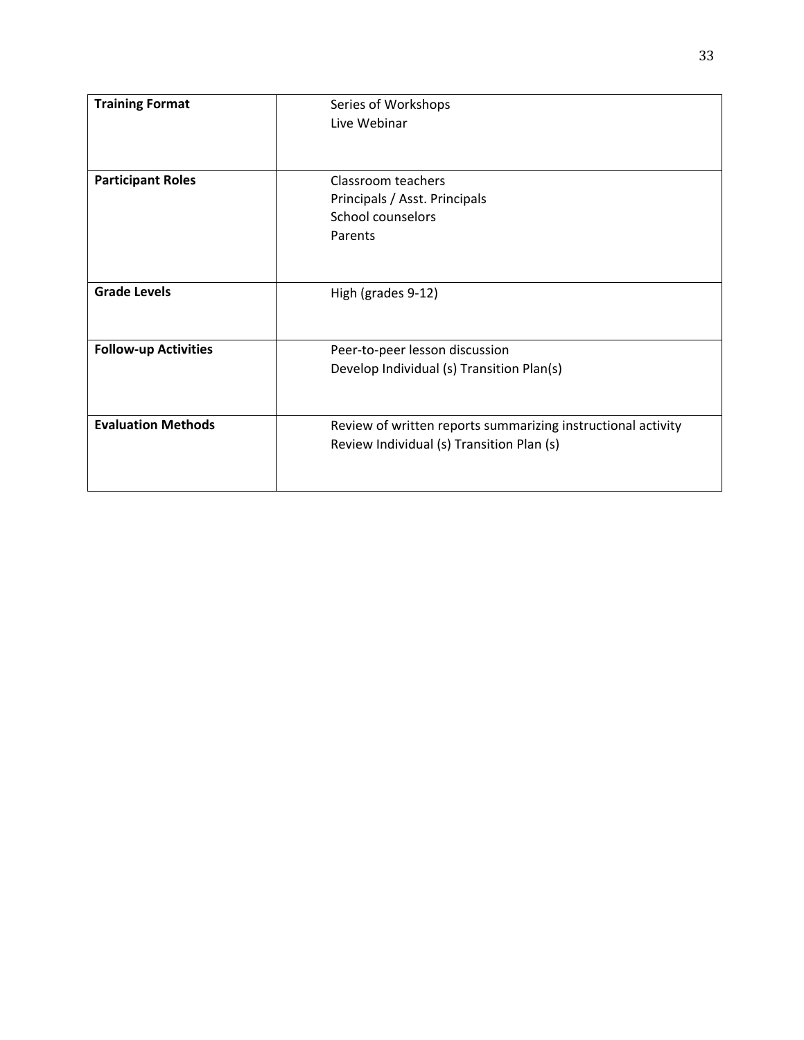| **Training Format** | Series of Workshops<br>Live Webinar |
|---|---|
| **Participant Roles** | Classroom teachers<br>Principals / Asst. Principals<br>School counselors<br>Parents |
| **Grade Levels** | High (grades 9-12) |
| **Follow-up Activities** | Peer-to-peer lesson discussion<br>Develop Individual (s) Transition Plan(s) |
| **Evaluation Methods** | Review of written reports summarizing instructional activity<br>Review Individual (s) Transition Plan (s) |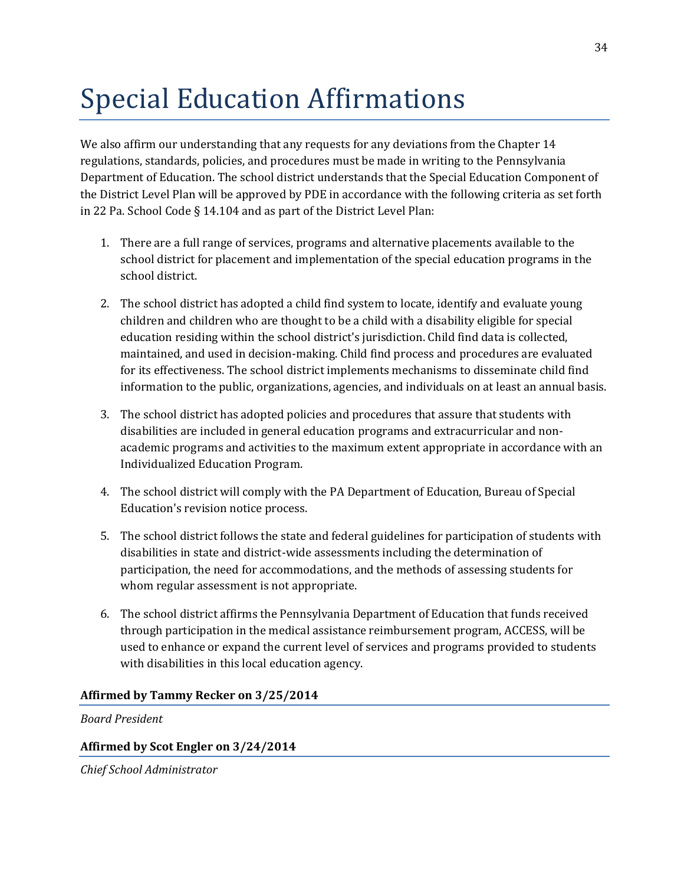# Special Education Affirmations

We also affirm our understanding that any requests for any deviations from the Chapter 14 regulations, standards, policies, and procedures must be made in writing to the Pennsylvania Department of Education. The school district understands that the Special Education Component of the District Level Plan will be approved by PDE in accordance with the following criteria as set forth in 22 Pa. School Code § 14.104 and as part of the District Level Plan:

1. There are a full range of services, programs and alternative placements available to the school district for placement and implementation of the special education programs in the school district.

2. The school district has adopted a child find system to locate, identify and evaluate young children and children who are thought to be a child with a disability eligible for special education residing within the school district's jurisdiction. Child find data is collected, maintained, and used in decision-making. Child find process and procedures are evaluated for its effectiveness. The school district implements mechanisms to disseminate child find information to the public, organizations, agencies, and individuals on at least an annual basis.

3. The school district has adopted policies and procedures that assure that students with disabilities are included in general education programs and extracurricular and non-academic programs and activities to the maximum extent appropriate in accordance with an Individualized Education Program.

4. The school district will comply with the PA Department of Education, Bureau of Special Education's revision notice process.

5. The school district follows the state and federal guidelines for participation of students with disabilities in state and district-wide assessments including the determination of participation, the need for accommodations, and the methods of assessing students for whom regular assessment is not appropriate.

6. The school district affirms the Pennsylvania Department of Education that funds received through participation in the medical assistance reimbursement program, ACCESS, will be used to enhance or expand the current level of services and programs provided to students with disabilities in this local education agency.

**Affirmed by Tammy Recker on 3/25/2014**

*Board President*

**Affirmed by Scot Engler on 3/24/2014**

*Chief School Administrator*